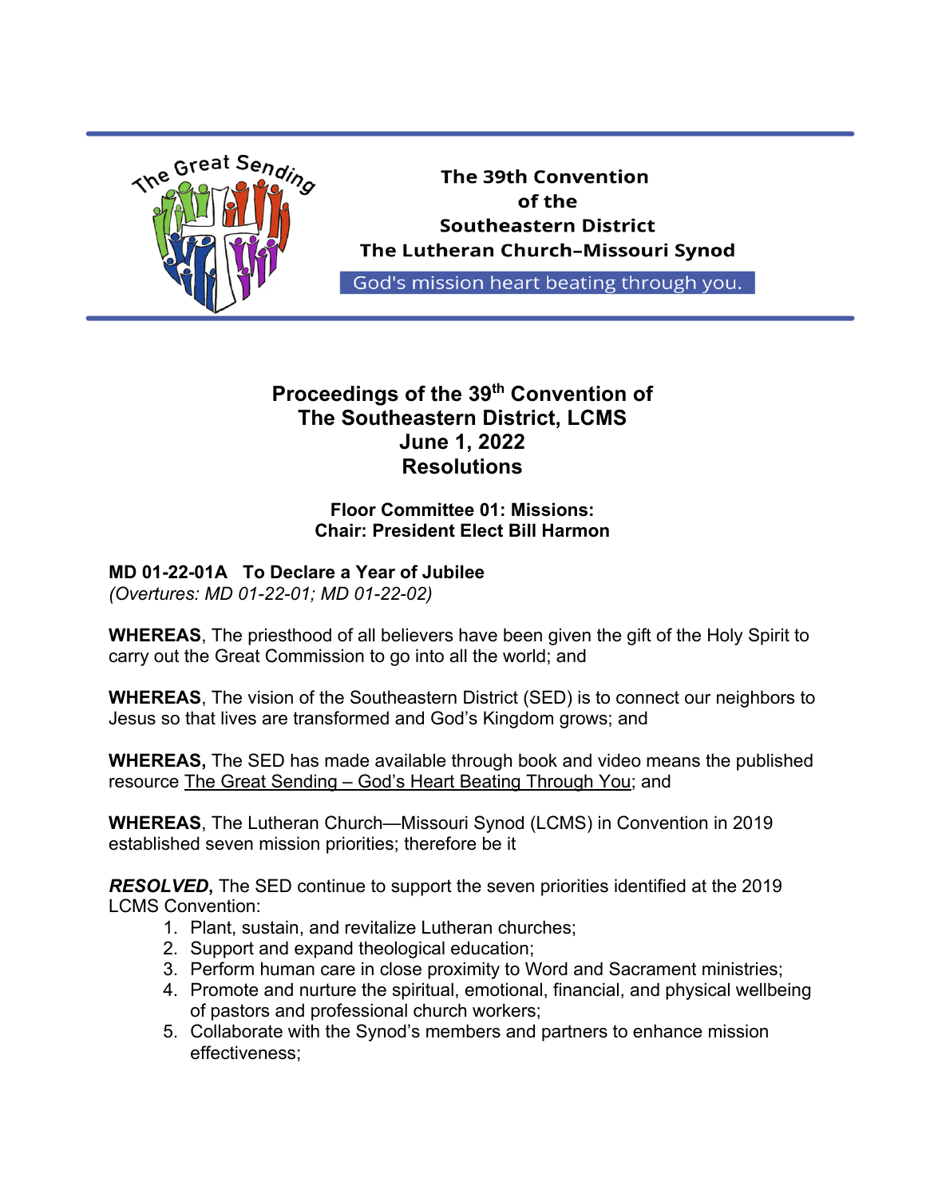The Great Sending

The 39th Convention
of the
Southeastern District
The Lutheran Church–Missouri Synod

God's mission heart beating through you.

# Proceedings of the 39th Convention of The Southeastern District, LCMS
# June 1, 2022
# Resolutions

### Floor Committee 01: Missions:
### Chair: President Elect Bill Harmon

**MD 01-22-01A To Declare a Year of Jubilee**
*(Overtures: MD 01-22-01; MD 01-22-02)*

**WHEREAS**, The priesthood of all believers have been given the gift of the Holy Spirit to carry out the Great Commission to go into all the world; and

**WHEREAS**, The vision of the Southeastern District (SED) is to connect our neighbors to Jesus so that lives are transformed and God's Kingdom grows; and

**WHEREAS,** The SED has made available through book and video means the published resource The Great Sending – God's Heart Beating Through You; and

**WHEREAS**, The Lutheran Church—Missouri Synod (LCMS) in Convention in 2019 established seven mission priorities; therefore be it

***RESOLVED*,** The SED continue to support the seven priorities identified at the 2019 LCMS Convention:

1. Plant, sustain, and revitalize Lutheran churches;
2. Support and expand theological education;
3. Perform human care in close proximity to Word and Sacrament ministries;
4. Promote and nurture the spiritual, emotional, financial, and physical wellbeing of pastors and professional church workers;
5. Collaborate with the Synod's members and partners to enhance mission effectiveness;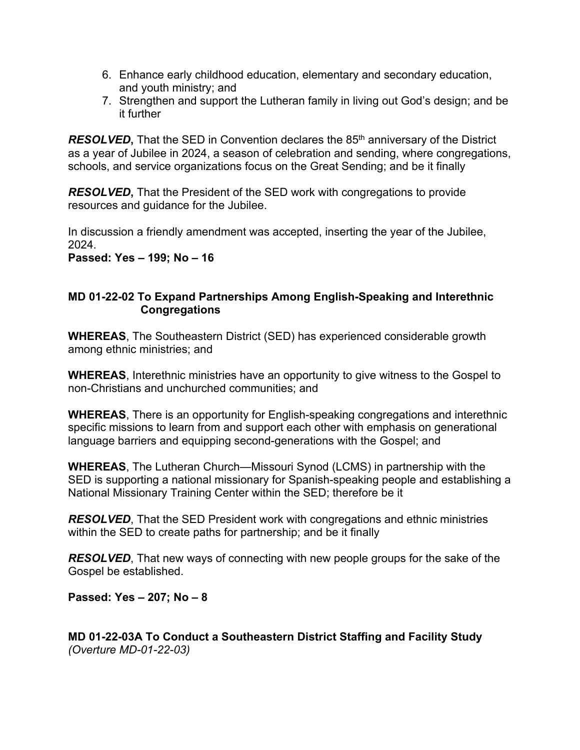6. Enhance early childhood education, elementary and secondary education, and youth ministry; and
7. Strengthen and support the Lutheran family in living out God's design; and be it further

***RESOLVED*****,** That the SED in Convention declares the 85th anniversary of the District as a year of Jubilee in 2024, a season of celebration and sending, where congregations, schools, and service organizations focus on the Great Sending; and be it finally

***RESOLVED*****,** That the President of the SED work with congregations to provide resources and guidance for the Jubilee.

In discussion a friendly amendment was accepted, inserting the year of the Jubilee, 2024.

**Passed: Yes – 199; No – 16**

**MD 01-22-02 To Expand Partnerships Among English-Speaking and Interethnic Congregations**

**WHEREAS**, The Southeastern District (SED) has experienced considerable growth among ethnic ministries; and

**WHEREAS**, Interethnic ministries have an opportunity to give witness to the Gospel to non-Christians and unchurched communities; and

**WHEREAS**, There is an opportunity for English-speaking congregations and interethnic specific missions to learn from and support each other with emphasis on generational language barriers and equipping second-generations with the Gospel; and

**WHEREAS**, The Lutheran Church—Missouri Synod (LCMS) in partnership with the SED is supporting a national missionary for Spanish-speaking people and establishing a National Missionary Training Center within the SED; therefore be it

***RESOLVED***, That the SED President work with congregations and ethnic ministries within the SED to create paths for partnership; and be it finally

***RESOLVED***, That new ways of connecting with new people groups for the sake of the Gospel be established.

**Passed: Yes – 207; No – 8**

**MD 01-22-03A To Conduct a Southeastern District Staffing and Facility Study**
*(Overture MD-01-22-03)*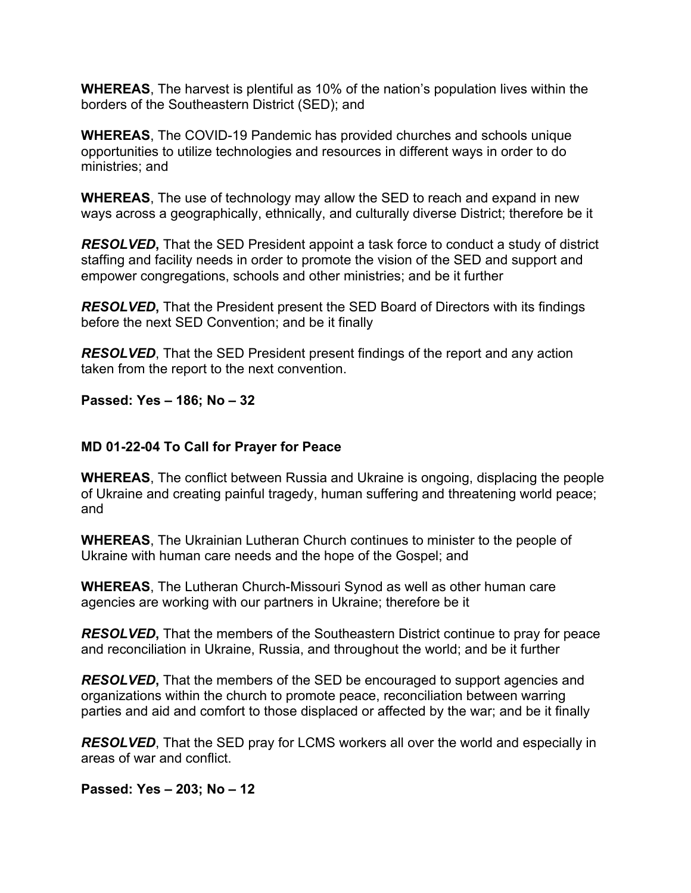**WHEREAS**, The harvest is plentiful as 10% of the nation's population lives within the borders of the Southeastern District (SED); and

**WHEREAS**, The COVID-19 Pandemic has provided churches and schools unique opportunities to utilize technologies and resources in different ways in order to do ministries; and

**WHEREAS**, The use of technology may allow the SED to reach and expand in new ways across a geographically, ethnically, and culturally diverse District; therefore be it

***RESOLVED*,** That the SED President appoint a task force to conduct a study of district staffing and facility needs in order to promote the vision of the SED and support and empower congregations, schools and other ministries; and be it further

***RESOLVED*,** That the President present the SED Board of Directors with its findings before the next SED Convention; and be it finally

***RESOLVED***, That the SED President present findings of the report and any action taken from the report to the next convention.

**Passed: Yes – 186; No – 32**

### MD 01-22-04 To Call for Prayer for Peace

**WHEREAS**, The conflict between Russia and Ukraine is ongoing, displacing the people of Ukraine and creating painful tragedy, human suffering and threatening world peace; and

**WHEREAS**, The Ukrainian Lutheran Church continues to minister to the people of Ukraine with human care needs and the hope of the Gospel; and

**WHEREAS**, The Lutheran Church-Missouri Synod as well as other human care agencies are working with our partners in Ukraine; therefore be it

***RESOLVED*,** That the members of the Southeastern District continue to pray for peace and reconciliation in Ukraine, Russia, and throughout the world; and be it further

***RESOLVED*,** That the members of the SED be encouraged to support agencies and organizations within the church to promote peace, reconciliation between warring parties and aid and comfort to those displaced or affected by the war; and be it finally

***RESOLVED***, That the SED pray for LCMS workers all over the world and especially in areas of war and conflict.

**Passed: Yes – 203; No – 12**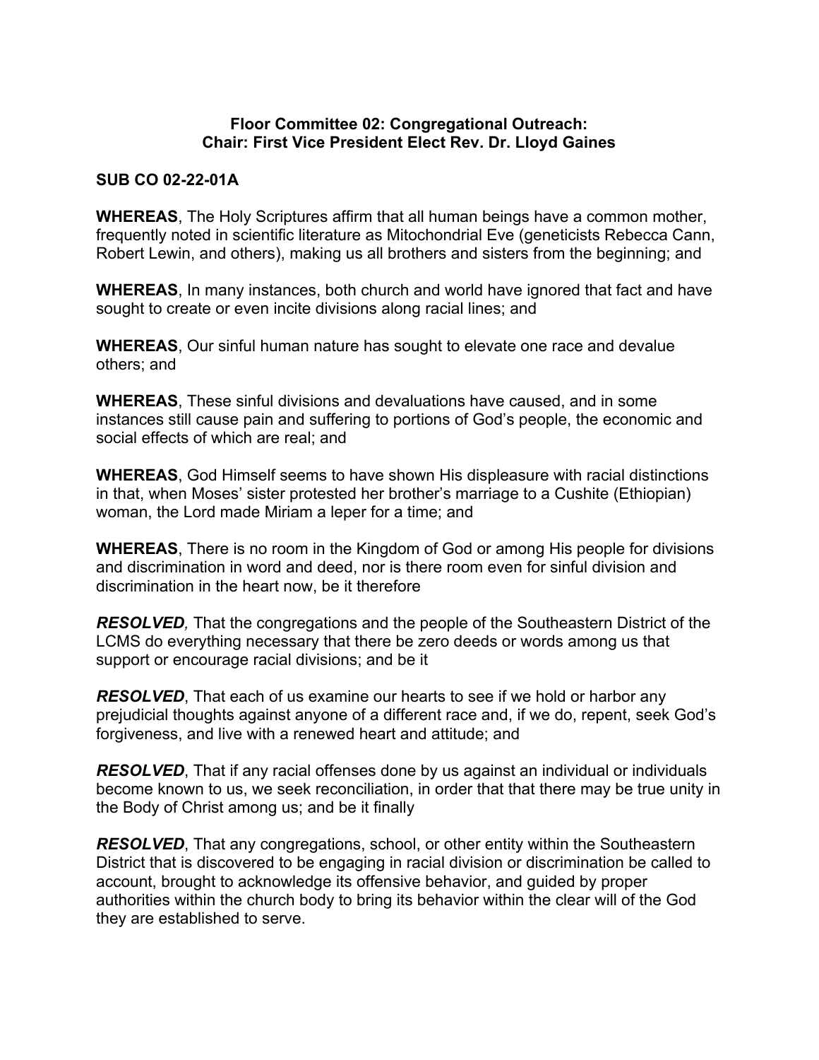**Floor Committee 02: Congregational Outreach:**
**Chair: First Vice President Elect Rev. Dr. Lloyd Gaines**

**SUB CO 02-22-01A**

**WHEREAS**, The Holy Scriptures affirm that all human beings have a common mother, frequently noted in scientific literature as Mitochondrial Eve (geneticists Rebecca Cann, Robert Lewin, and others), making us all brothers and sisters from the beginning; and

**WHEREAS**, In many instances, both church and world have ignored that fact and have sought to create or even incite divisions along racial lines; and

**WHEREAS**, Our sinful human nature has sought to elevate one race and devalue others; and

**WHEREAS**, These sinful divisions and devaluations have caused, and in some instances still cause pain and suffering to portions of God's people, the economic and social effects of which are real; and

**WHEREAS**, God Himself seems to have shown His displeasure with racial distinctions in that, when Moses' sister protested her brother's marriage to a Cushite (Ethiopian) woman, the Lord made Miriam a leper for a time; and

**WHEREAS**, There is no room in the Kingdom of God or among His people for divisions and discrimination in word and deed, nor is there room even for sinful division and discrimination in the heart now, be it therefore

***RESOLVED,*** That the congregations and the people of the Southeastern District of the LCMS do everything necessary that there be zero deeds or words among us that support or encourage racial divisions; and be it

***RESOLVED***, That each of us examine our hearts to see if we hold or harbor any prejudicial thoughts against anyone of a different race and, if we do, repent, seek God's forgiveness, and live with a renewed heart and attitude; and

***RESOLVED***, That if any racial offenses done by us against an individual or individuals become known to us, we seek reconciliation, in order that that there may be true unity in the Body of Christ among us; and be it finally

***RESOLVED***, That any congregations, school, or other entity within the Southeastern District that is discovered to be engaging in racial division or discrimination be called to account, brought to acknowledge its offensive behavior, and guided by proper authorities within the church body to bring its behavior within the clear will of the God they are established to serve.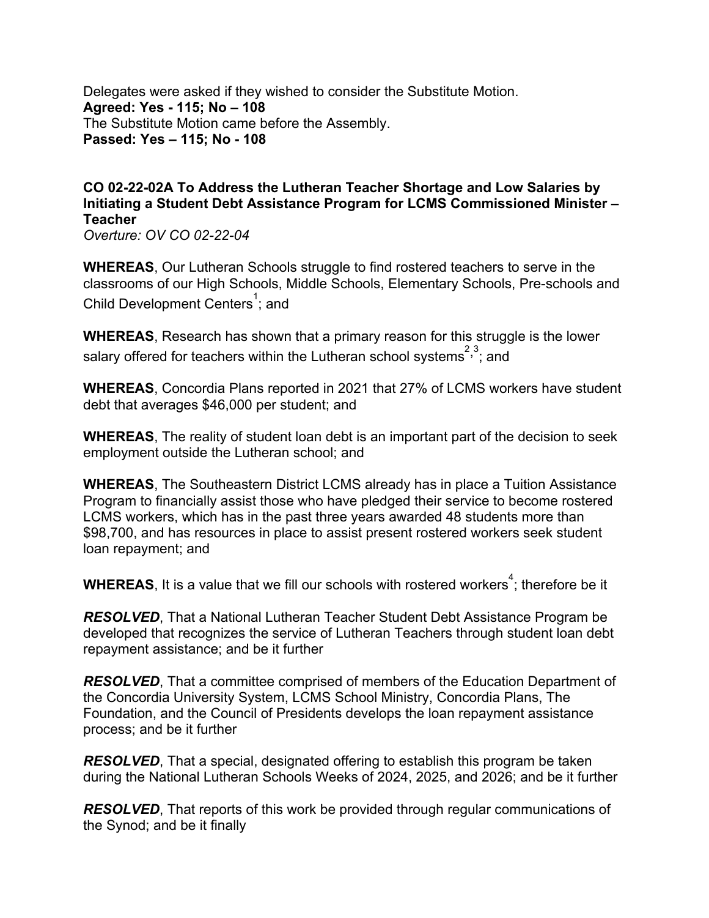Delegates were asked if they wished to consider the Substitute Motion.
**Agreed: Yes - 115; No – 108**
The Substitute Motion came before the Assembly.
**Passed: Yes – 115; No - 108**

### CO 02-22-02A To Address the Lutheran Teacher Shortage and Low Salaries by Initiating a Student Debt Assistance Program for LCMS Commissioned Minister – Teacher

*Overture: OV CO 02-22-04*

**WHEREAS**, Our Lutheran Schools struggle to find rostered teachers to serve in the classrooms of our High Schools, Middle Schools, Elementary Schools, Pre-schools and Child Development Centers[1]; and

**WHEREAS**, Research has shown that a primary reason for this struggle is the lower salary offered for teachers within the Lutheran school systems[2,3]; and

**WHEREAS**, Concordia Plans reported in 2021 that 27% of LCMS workers have student debt that averages $46,000 per student; and

**WHEREAS**, The reality of student loan debt is an important part of the decision to seek employment outside the Lutheran school; and

**WHEREAS**, The Southeastern District LCMS already has in place a Tuition Assistance Program to financially assist those who have pledged their service to become rostered LCMS workers, which has in the past three years awarded 48 students more than $98,700, and has resources in place to assist present rostered workers seek student loan repayment; and

**WHEREAS**, It is a value that we fill our schools with rostered workers[4]; therefore be it

***RESOLVED***, That a National Lutheran Teacher Student Debt Assistance Program be developed that recognizes the service of Lutheran Teachers through student loan debt repayment assistance; and be it further

***RESOLVED***, That a committee comprised of members of the Education Department of the Concordia University System, LCMS School Ministry, Concordia Plans, The Foundation, and the Council of Presidents develops the loan repayment assistance process; and be it further

***RESOLVED***, That a special, designated offering to establish this program be taken during the National Lutheran Schools Weeks of 2024, 2025, and 2026; and be it further

***RESOLVED***, That reports of this work be provided through regular communications of the Synod; and be it finally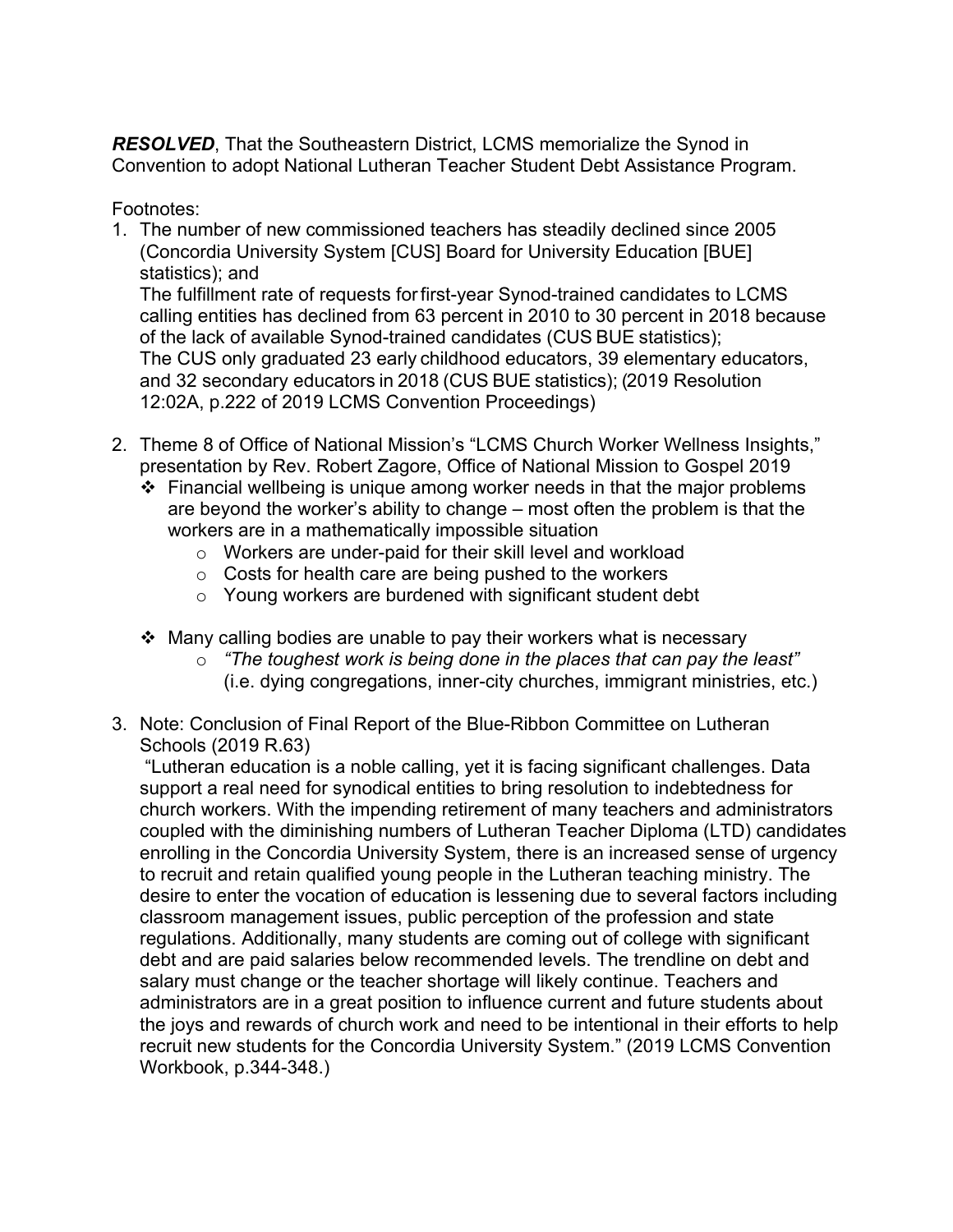***RESOLVED***, That the Southeastern District, LCMS memorialize the Synod in Convention to adopt National Lutheran Teacher Student Debt Assistance Program.

Footnotes:

1. The number of new commissioned teachers has steadily declined since 2005 (Concordia University System [CUS] Board for University Education [BUE] statistics); and
   The fulfillment rate of requests for first-year Synod-trained candidates to LCMS calling entities has declined from 63 percent in 2010 to 30 percent in 2018 because of the lack of available Synod-trained candidates (CUS BUE statistics);
   The CUS only graduated 23 early childhood educators, 39 elementary educators, and 32 secondary educators in 2018 (CUS BUE statistics); (2019 Resolution 12:02A, p.222 of 2019 LCMS Convention Proceedings)

2. Theme 8 of Office of National Mission's "LCMS Church Worker Wellness Insights," presentation by Rev. Robert Zagore, Office of National Mission to Gospel 2019
   - Financial wellbeing is unique among worker needs in that the major problems are beyond the worker's ability to change – most often the problem is that the workers are in a mathematically impossible situation
     - Workers are under-paid for their skill level and workload
     - Costs for health care are being pushed to the workers
     - Young workers are burdened with significant student debt
   - Many calling bodies are unable to pay their workers what is necessary
     - *"The toughest work is being done in the places that can pay the least"* (i.e. dying congregations, inner-city churches, immigrant ministries, etc.)

3. Note: Conclusion of Final Report of the Blue-Ribbon Committee on Lutheran Schools (2019 R.63)
   "Lutheran education is a noble calling, yet it is facing significant challenges. Data support a real need for synodical entities to bring resolution to indebtedness for church workers. With the impending retirement of many teachers and administrators coupled with the diminishing numbers of Lutheran Teacher Diploma (LTD) candidates enrolling in the Concordia University System, there is an increased sense of urgency to recruit and retain qualified young people in the Lutheran teaching ministry. The desire to enter the vocation of education is lessening due to several factors including classroom management issues, public perception of the profession and state regulations. Additionally, many students are coming out of college with significant debt and are paid salaries below recommended levels. The trendline on debt and salary must change or the teacher shortage will likely continue. Teachers and administrators are in a great position to influence current and future students about the joys and rewards of church work and need to be intentional in their efforts to help recruit new students for the Concordia University System." (2019 LCMS Convention Workbook, p.344-348.)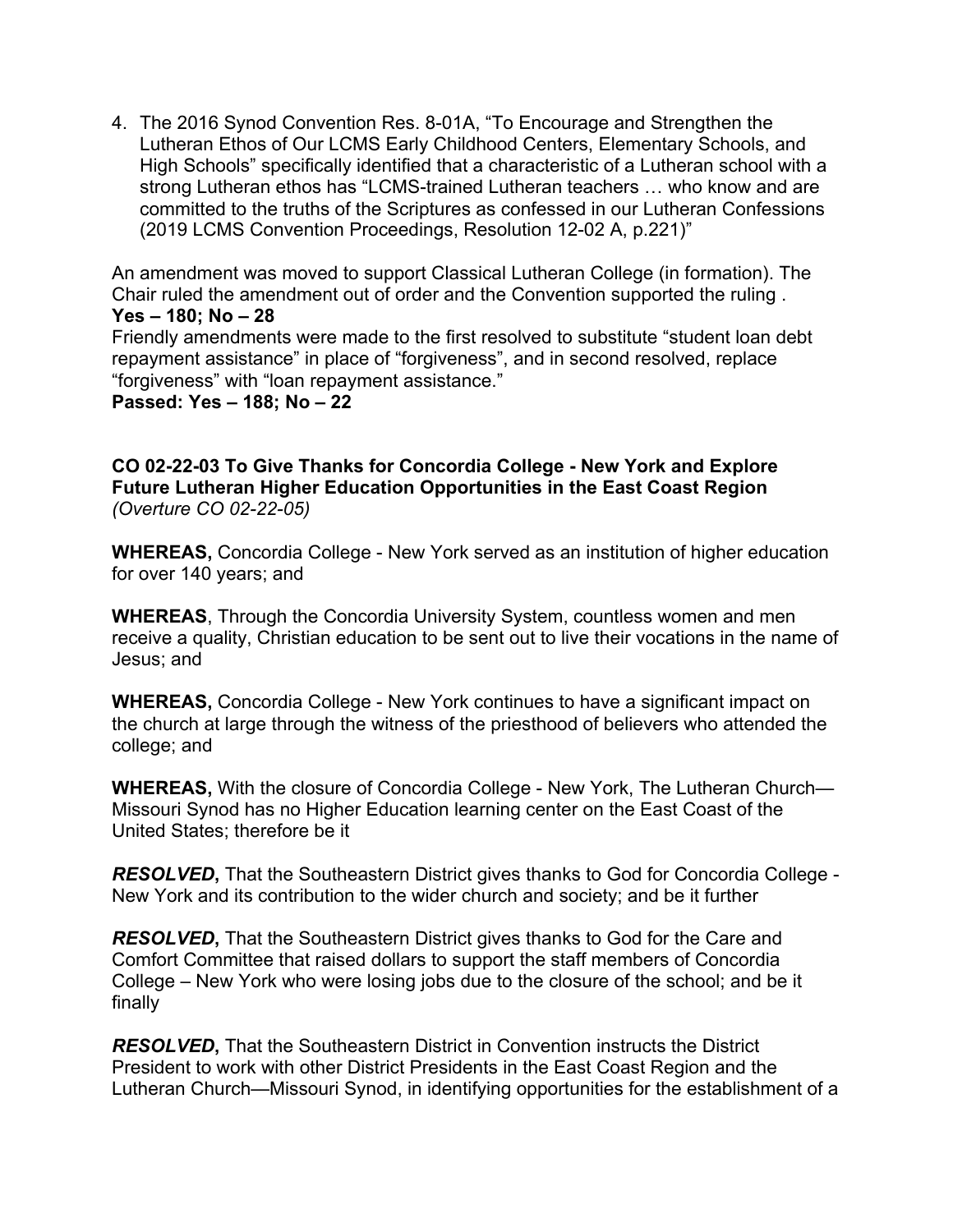4. The 2016 Synod Convention Res. 8-01A, “To Encourage and Strengthen the Lutheran Ethos of Our LCMS Early Childhood Centers, Elementary Schools, and High Schools” specifically identified that a characteristic of a Lutheran school with a strong Lutheran ethos has “LCMS-trained Lutheran teachers … who know and are committed to the truths of the Scriptures as confessed in our Lutheran Confessions (2019 LCMS Convention Proceedings, Resolution 12-02 A, p.221)”

An amendment was moved to support Classical Lutheran College (in formation). The Chair ruled the amendment out of order and the Convention supported the ruling .
**Yes – 180; No – 28**
Friendly amendments were made to the first resolved to substitute “student loan debt repayment assistance” in place of “forgiveness”, and in second resolved, replace “forgiveness” with “loan repayment assistance.”
**Passed: Yes – 188; No – 22**

**CO 02-22-03 To Give Thanks for Concordia College - New York and Explore Future Lutheran Higher Education Opportunities in the East Coast Region**
*(Overture CO 02-22-05)*

**WHEREAS,** Concordia College - New York served as an institution of higher education for over 140 years; and

**WHEREAS**, Through the Concordia University System, countless women and men receive a quality, Christian education to be sent out to live their vocations in the name of Jesus; and

**WHEREAS,** Concordia College - New York continues to have a significant impact on the church at large through the witness of the priesthood of believers who attended the college; and

**WHEREAS,** With the closure of Concordia College - New York, The Lutheran Church—Missouri Synod has no Higher Education learning center on the East Coast of the United States; therefore be it

***RESOLVED*****,** That the Southeastern District gives thanks to God for Concordia College - New York and its contribution to the wider church and society; and be it further

***RESOLVED*****,** That the Southeastern District gives thanks to God for the Care and Comfort Committee that raised dollars to support the staff members of Concordia College – New York who were losing jobs due to the closure of the school; and be it finally

***RESOLVED*****,** That the Southeastern District in Convention instructs the District President to work with other District Presidents in the East Coast Region and the Lutheran Church—Missouri Synod, in identifying opportunities for the establishment of a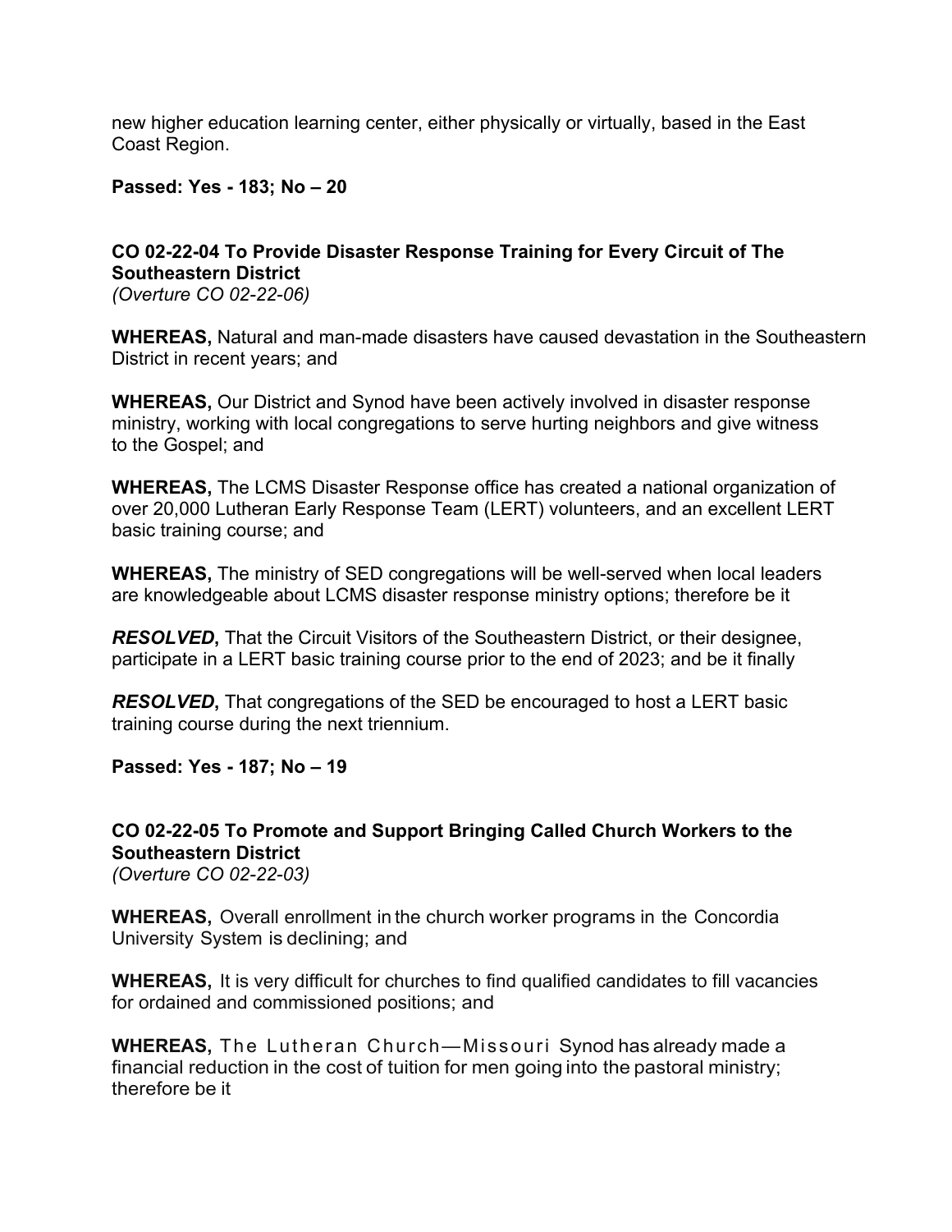new higher education learning center, either physically or virtually, based in the East Coast Region.

**Passed: Yes - 183; No – 20**

**CO 02-22-04 To Provide Disaster Response Training for Every Circuit of The Southeastern District**
*(Overture CO 02-22-06)*

**WHEREAS,** Natural and man-made disasters have caused devastation in the Southeastern District in recent years; and

**WHEREAS,** Our District and Synod have been actively involved in disaster response ministry, working with local congregations to serve hurting neighbors and give witness to the Gospel; and

**WHEREAS,** The LCMS Disaster Response office has created a national organization of over 20,000 Lutheran Early Response Team (LERT) volunteers, and an excellent LERT basic training course; and

**WHEREAS,** The ministry of SED congregations will be well-served when local leaders are knowledgeable about LCMS disaster response ministry options; therefore be it

***RESOLVED*,** That the Circuit Visitors of the Southeastern District, or their designee, participate in a LERT basic training course prior to the end of 2023; and be it finally

***RESOLVED*,** That congregations of the SED be encouraged to host a LERT basic training course during the next triennium.

**Passed: Yes - 187; No – 19**

**CO 02-22-05 To Promote and Support Bringing Called Church Workers to the Southeastern District**
*(Overture CO 02-22-03)*

**WHEREAS,** Overall enrollment in the church worker programs in the Concordia University System is declining; and

**WHEREAS,** It is very difficult for churches to find qualified candidates to fill vacancies for ordained and commissioned positions; and

**WHEREAS,** The Lutheran Church—Missouri Synod has already made a financial reduction in the cost of tuition for men going into the pastoral ministry; therefore be it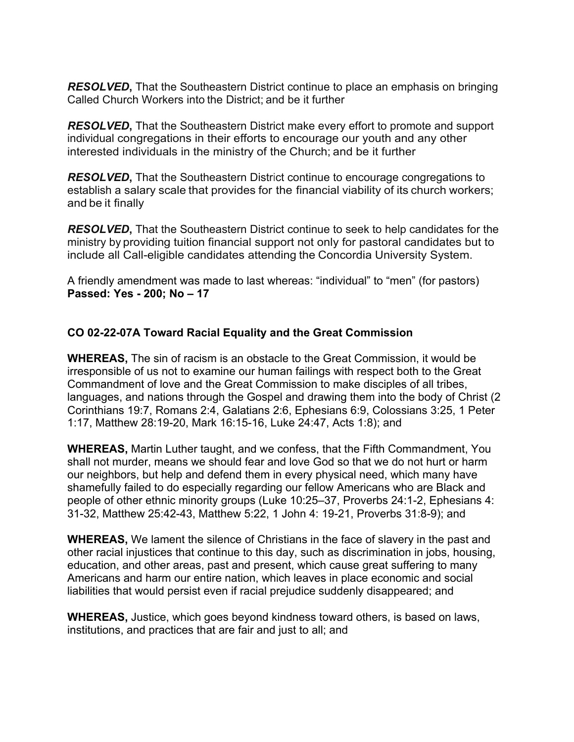***RESOLVED*****,** That the Southeastern District continue to place an emphasis on bringing Called Church Workers into the District; and be it further

***RESOLVED*****,** That the Southeastern District make every effort to promote and support individual congregations in their efforts to encourage our youth and any other interested individuals in the ministry of the Church; and be it further

***RESOLVED*****,** That the Southeastern District continue to encourage congregations to establish a salary scale that provides for the financial viability of its church workers; and be it finally

***RESOLVED*****,** That the Southeastern District continue to seek to help candidates for the ministry by providing tuition financial support not only for pastoral candidates but to include all Call-eligible candidates attending the Concordia University System.

A friendly amendment was made to last whereas: "individual" to "men" (for pastors)
**Passed: Yes - 200; No – 17**

### CO 02-22-07A Toward Racial Equality and the Great Commission

**WHEREAS,** The sin of racism is an obstacle to the Great Commission, it would be irresponsible of us not to examine our human failings with respect both to the Great Commandment of love and the Great Commission to make disciples of all tribes, languages, and nations through the Gospel and drawing them into the body of Christ (2 Corinthians 19:7, Romans 2:4, Galatians 2:6, Ephesians 6:9, Colossians 3:25, 1 Peter 1:17, Matthew 28:19-20, Mark 16:15-16, Luke 24:47, Acts 1:8); and

**WHEREAS,** Martin Luther taught, and we confess, that the Fifth Commandment, You shall not murder, means we should fear and love God so that we do not hurt or harm our neighbors, but help and defend them in every physical need, which many have shamefully failed to do especially regarding our fellow Americans who are Black and people of other ethnic minority groups (Luke 10:25–37, Proverbs 24:1-2, Ephesians 4: 31-32, Matthew 25:42-43, Matthew 5:22, 1 John 4: 19-21, Proverbs 31:8-9); and

**WHEREAS,** We lament the silence of Christians in the face of slavery in the past and other racial injustices that continue to this day, such as discrimination in jobs, housing, education, and other areas, past and present, which cause great suffering to many Americans and harm our entire nation, which leaves in place economic and social liabilities that would persist even if racial prejudice suddenly disappeared; and

**WHEREAS,** Justice, which goes beyond kindness toward others, is based on laws, institutions, and practices that are fair and just to all; and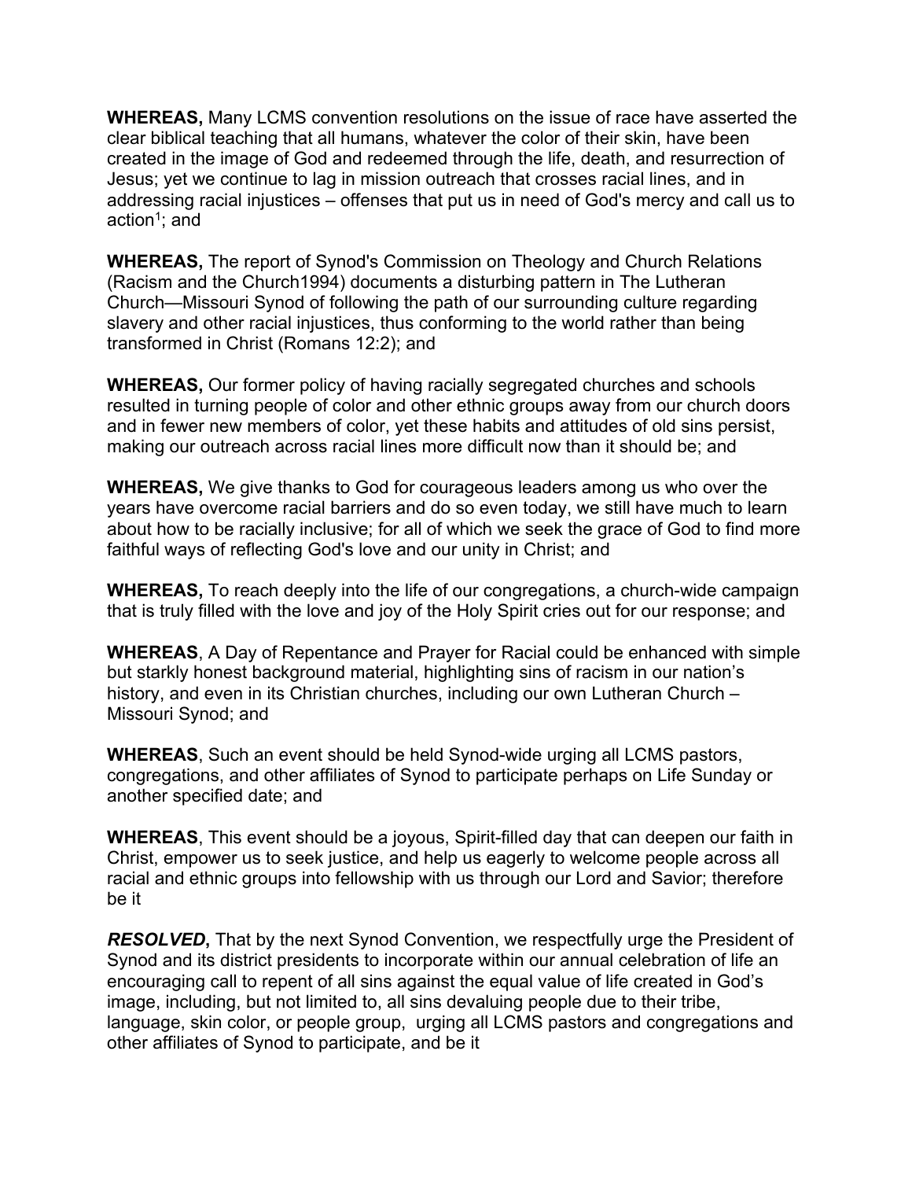**WHEREAS,** Many LCMS convention resolutions on the issue of race have asserted the clear biblical teaching that all humans, whatever the color of their skin, have been created in the image of God and redeemed through the life, death, and resurrection of Jesus; yet we continue to lag in mission outreach that crosses racial lines, and in addressing racial injustices – offenses that put us in need of God's mercy and call us to action[1]; and

**WHEREAS,** The report of Synod's Commission on Theology and Church Relations (Racism and the Church1994) documents a disturbing pattern in The Lutheran Church—Missouri Synod of following the path of our surrounding culture regarding slavery and other racial injustices, thus conforming to the world rather than being transformed in Christ (Romans 12:2); and

**WHEREAS,** Our former policy of having racially segregated churches and schools resulted in turning people of color and other ethnic groups away from our church doors and in fewer new members of color, yet these habits and attitudes of old sins persist, making our outreach across racial lines more difficult now than it should be; and

**WHEREAS,** We give thanks to God for courageous leaders among us who over the years have overcome racial barriers and do so even today, we still have much to learn about how to be racially inclusive; for all of which we seek the grace of God to find more faithful ways of reflecting God's love and our unity in Christ; and

**WHEREAS,** To reach deeply into the life of our congregations, a church-wide campaign that is truly filled with the love and joy of the Holy Spirit cries out for our response; and

**WHEREAS**, A Day of Repentance and Prayer for Racial could be enhanced with simple but starkly honest background material, highlighting sins of racism in our nation's history, and even in its Christian churches, including our own Lutheran Church – Missouri Synod; and

**WHEREAS**, Such an event should be held Synod-wide urging all LCMS pastors, congregations, and other affiliates of Synod to participate perhaps on Life Sunday or another specified date; and

**WHEREAS**, This event should be a joyous, Spirit-filled day that can deepen our faith in Christ, empower us to seek justice, and help us eagerly to welcome people across all racial and ethnic groups into fellowship with us through our Lord and Savior; therefore be it

***RESOLVED*,** That by the next Synod Convention, we respectfully urge the President of Synod and its district presidents to incorporate within our annual celebration of life an encouraging call to repent of all sins against the equal value of life created in God's image, including, but not limited to, all sins devaluing people due to their tribe, language, skin color, or people group, urging all LCMS pastors and congregations and other affiliates of Synod to participate, and be it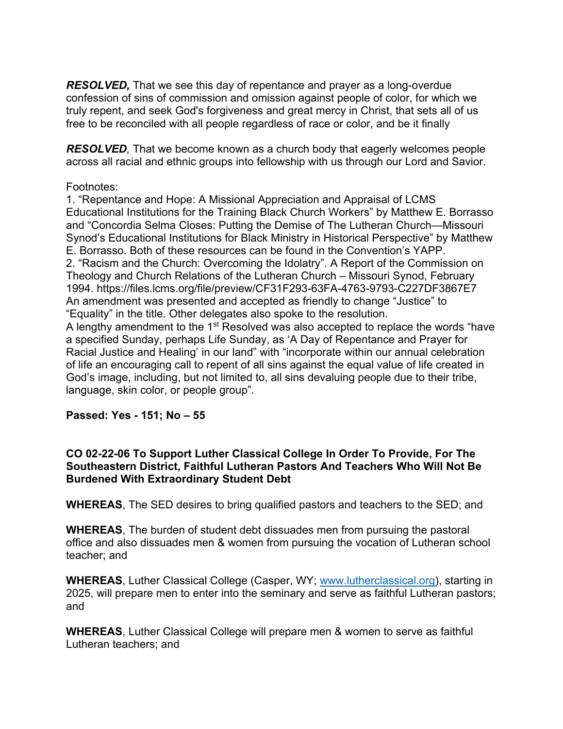***RESOLVED,*** That we see this day of repentance and prayer as a long-overdue confession of sins of commission and omission against people of color, for which we truly repent, and seek God's forgiveness and great mercy in Christ, that sets all of us free to be reconciled with all people regardless of race or color, and be it finally

***RESOLVED,*** That we become known as a church body that eagerly welcomes people across all racial and ethnic groups into fellowship with us through our Lord and Savior.

Footnotes:
1. "Repentance and Hope: A Missional Appreciation and Appraisal of LCMS Educational Institutions for the Training Black Church Workers" by Matthew E. Borrasso and "Concordia Selma Closes: Putting the Demise of The Lutheran Church—Missouri Synod's Educational Institutions for Black Ministry in Historical Perspective" by Matthew E. Borrasso. Both of these resources can be found in the Convention's YAPP.
2. "Racism and the Church: Overcoming the Idolatry". A Report of the Commission on Theology and Church Relations of the Lutheran Church – Missouri Synod, February 1994. https://files.lcms.org/file/preview/CF31F293-63FA-4763-9793-C227DF3867E7

An amendment was presented and accepted as friendly to change "Justice" to "Equality" in the title. Other delegates also spoke to the resolution.
A lengthy amendment to the 1st Resolved was also accepted to replace the words "have a specified Sunday, perhaps Life Sunday, as 'A Day of Repentance and Prayer for Racial Justice and Healing' in our land" with "incorporate within our annual celebration of life an encouraging call to repent of all sins against the equal value of life created in God's image, including, but not limited to, all sins devaluing people due to their tribe, language, skin color, or people group".

**Passed: Yes - 151; No – 55**

**CO 02-22-06 To Support Luther Classical College In Order To Provide, For The Southeastern District, Faithful Lutheran Pastors And Teachers Who Will Not Be Burdened With Extraordinary Student Debt**

**WHEREAS**, The SED desires to bring qualified pastors and teachers to the SED; and

**WHEREAS**, The burden of student debt dissuades men from pursuing the pastoral office and also dissuades men & women from pursuing the vocation of Lutheran school teacher; and

**WHEREAS**, Luther Classical College (Casper, WY; www.lutherclassical.org), starting in 2025, will prepare men to enter into the seminary and serve as faithful Lutheran pastors; and

**WHEREAS**, Luther Classical College will prepare men & women to serve as faithful Lutheran teachers; and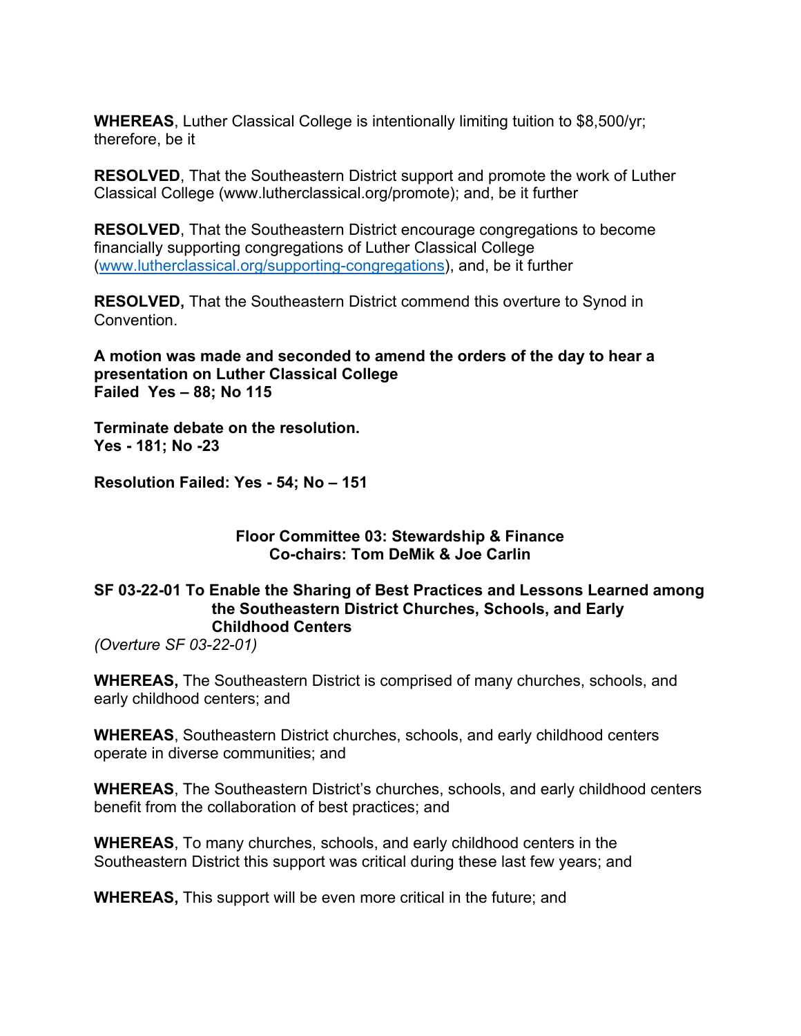**WHEREAS**, Luther Classical College is intentionally limiting tuition to $8,500/yr; therefore, be it

**RESOLVED**, That the Southeastern District support and promote the work of Luther Classical College (www.lutherclassical.org/promote); and, be it further

**RESOLVED**, That the Southeastern District encourage congregations to become financially supporting congregations of Luther Classical College ([www.lutherclassical.org/supporting-congregations](www.lutherclassical.org/supporting-congregations)), and, be it further

**RESOLVED,** That the Southeastern District commend this overture to Synod in Convention.

**A motion was made and seconded to amend the orders of the day to hear a presentation on Luther Classical College**
**Failed Yes – 88; No 115**

**Terminate debate on the resolution.**
**Yes - 181; No -23**

**Resolution Failed: Yes - 54; No – 151**

## Floor Committee 03: Stewardship & Finance
**Co-chairs: Tom DeMik & Joe Carlin**

### SF 03-22-01 To Enable the Sharing of Best Practices and Lessons Learned among the Southeastern District Churches, Schools, and Early Childhood Centers

*(Overture SF 03-22-01)*

**WHEREAS,** The Southeastern District is comprised of many churches, schools, and early childhood centers; and

**WHEREAS**, Southeastern District churches, schools, and early childhood centers operate in diverse communities; and

**WHEREAS**, The Southeastern District's churches, schools, and early childhood centers benefit from the collaboration of best practices; and

**WHEREAS**, To many churches, schools, and early childhood centers in the Southeastern District this support was critical during these last few years; and

**WHEREAS,** This support will be even more critical in the future; and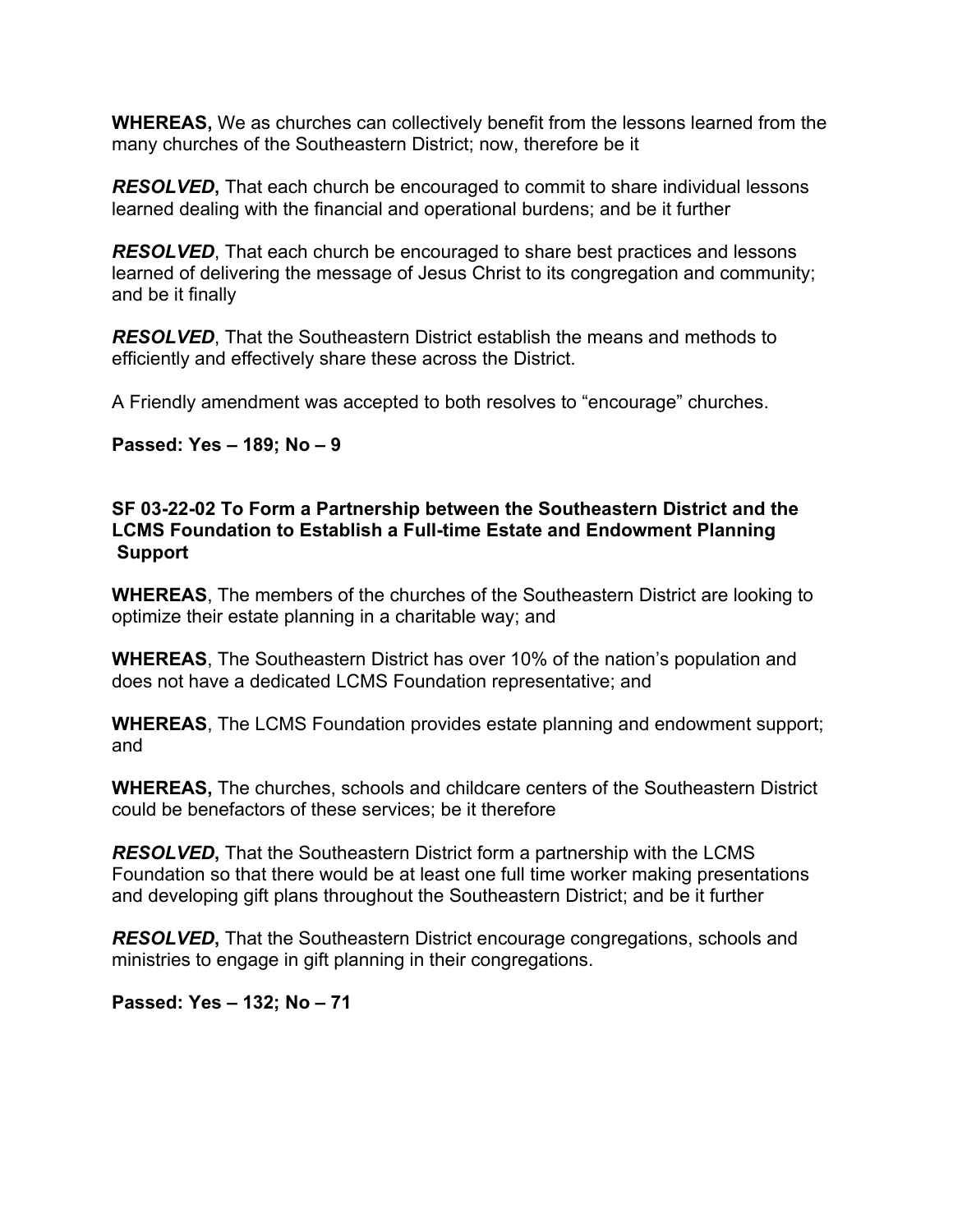**WHEREAS,** We as churches can collectively benefit from the lessons learned from the many churches of the Southeastern District; now, therefore be it

***RESOLVED*****,** That each church be encouraged to commit to share individual lessons learned dealing with the financial and operational burdens; and be it further

***RESOLVED***, That each church be encouraged to share best practices and lessons learned of delivering the message of Jesus Christ to its congregation and community; and be it finally

***RESOLVED***, That the Southeastern District establish the means and methods to efficiently and effectively share these across the District.

A Friendly amendment was accepted to both resolves to "encourage" churches.

**Passed: Yes – 189; No – 9**

### SF 03-22-02 To Form a Partnership between the Southeastern District and the LCMS Foundation to Establish a Full-time Estate and Endowment Planning Support

**WHEREAS**, The members of the churches of the Southeastern District are looking to optimize their estate planning in a charitable way; and

**WHEREAS**, The Southeastern District has over 10% of the nation's population and does not have a dedicated LCMS Foundation representative; and

**WHEREAS**, The LCMS Foundation provides estate planning and endowment support; and

**WHEREAS,** The churches, schools and childcare centers of the Southeastern District could be benefactors of these services; be it therefore

***RESOLVED*****,** That the Southeastern District form a partnership with the LCMS Foundation so that there would be at least one full time worker making presentations and developing gift plans throughout the Southeastern District; and be it further

***RESOLVED*****,** That the Southeastern District encourage congregations, schools and ministries to engage in gift planning in their congregations.

**Passed: Yes – 132; No – 71**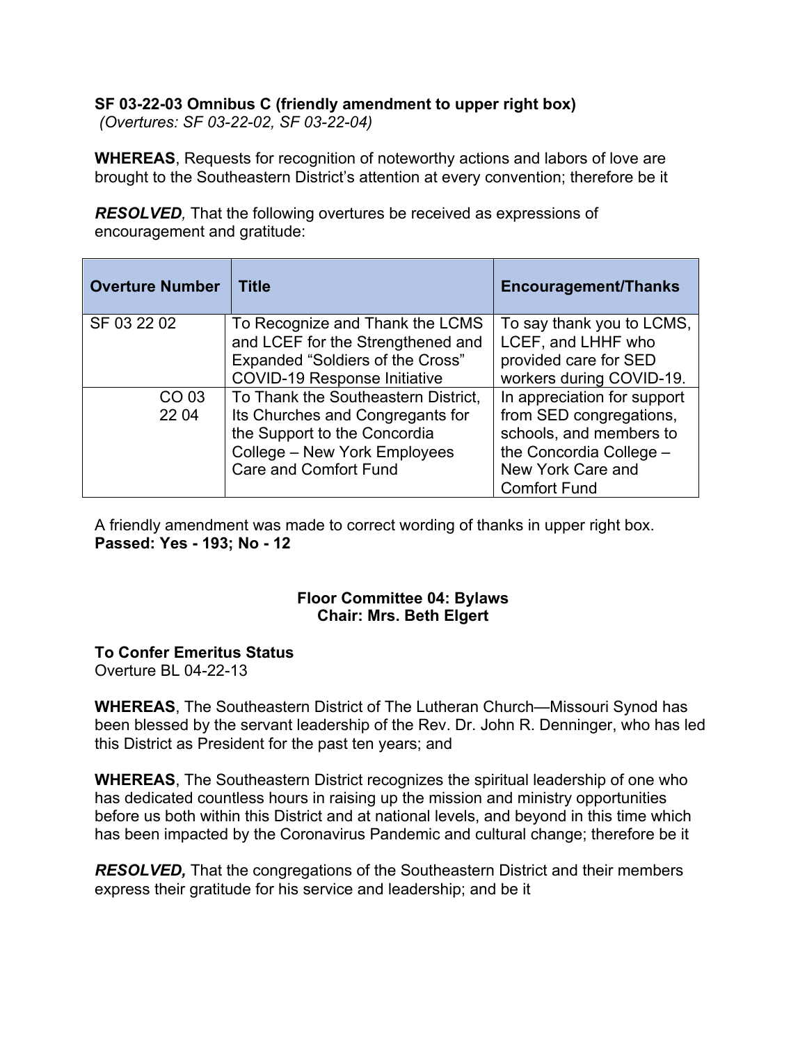**SF 03-22-03 Omnibus C (friendly amendment to upper right box)**
*(Overtures: SF 03-22-02, SF 03-22-04)*

**WHEREAS**, Requests for recognition of noteworthy actions and labors of love are brought to the Southeastern District's attention at every convention; therefore be it

***RESOLVED,*** That the following overtures be received as expressions of encouragement and gratitude:

| Overture Number | Title | Encouragement/Thanks |
|---|---|---|
| SF 03 22 02 | To Recognize and Thank the LCMS and LCEF for the Strengthened and Expanded "Soldiers of the Cross" COVID-19 Response Initiative | To say thank you to LCMS, LCEF, and LHHF who provided care for SED workers during COVID-19. |
| CO 03 22 04 | To Thank the Southeastern District, Its Churches and Congregants for the Support to the Concordia College – New York Employees Care and Comfort Fund | In appreciation for support from SED congregations, schools, and members to the Concordia College – New York Care and Comfort Fund |

A friendly amendment was made to correct wording of thanks in upper right box.
**Passed: Yes - 193; No - 12**

## Floor Committee 04: Bylaws
## Chair: Mrs. Beth Elgert

**To Confer Emeritus Status**
Overture BL 04-22-13

**WHEREAS**, The Southeastern District of The Lutheran Church—Missouri Synod has been blessed by the servant leadership of the Rev. Dr. John R. Denninger, who has led this District as President for the past ten years; and

**WHEREAS**, The Southeastern District recognizes the spiritual leadership of one who has dedicated countless hours in raising up the mission and ministry opportunities before us both within this District and at national levels, and beyond in this time which has been impacted by the Coronavirus Pandemic and cultural change; therefore be it

***RESOLVED,*** That the congregations of the Southeastern District and their members express their gratitude for his service and leadership; and be it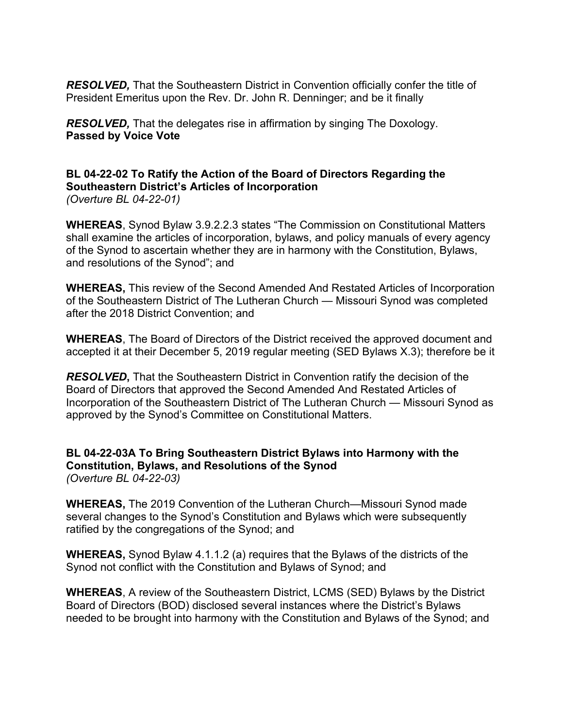***RESOLVED,*** That the Southeastern District in Convention officially confer the title of President Emeritus upon the Rev. Dr. John R. Denninger; and be it finally

***RESOLVED,*** That the delegates rise in affirmation by singing The Doxology.
**Passed by Voice Vote**

**BL 04-22-02 To Ratify the Action of the Board of Directors Regarding the Southeastern District's Articles of Incorporation**
*(Overture BL 04-22-01)*

**WHEREAS**, Synod Bylaw 3.9.2.2.3 states "The Commission on Constitutional Matters shall examine the articles of incorporation, bylaws, and policy manuals of every agency of the Synod to ascertain whether they are in harmony with the Constitution, Bylaws, and resolutions of the Synod"; and

**WHEREAS,** This review of the Second Amended And Restated Articles of Incorporation of the Southeastern District of The Lutheran Church — Missouri Synod was completed after the 2018 District Convention; and

**WHEREAS**, The Board of Directors of the District received the approved document and accepted it at their December 5, 2019 regular meeting (SED Bylaws X.3); therefore be it

***RESOLVED*****,** That the Southeastern District in Convention ratify the decision of the Board of Directors that approved the Second Amended And Restated Articles of Incorporation of the Southeastern District of The Lutheran Church — Missouri Synod as approved by the Synod's Committee on Constitutional Matters.

**BL 04-22-03A To Bring Southeastern District Bylaws into Harmony with the Constitution, Bylaws, and Resolutions of the Synod**
*(Overture BL 04-22-03)*

**WHEREAS,** The 2019 Convention of the Lutheran Church—Missouri Synod made several changes to the Synod's Constitution and Bylaws which were subsequently ratified by the congregations of the Synod; and

**WHEREAS,** Synod Bylaw 4.1.1.2 (a) requires that the Bylaws of the districts of the Synod not conflict with the Constitution and Bylaws of Synod; and

**WHEREAS**, A review of the Southeastern District, LCMS (SED) Bylaws by the District Board of Directors (BOD) disclosed several instances where the District's Bylaws needed to be brought into harmony with the Constitution and Bylaws of the Synod; and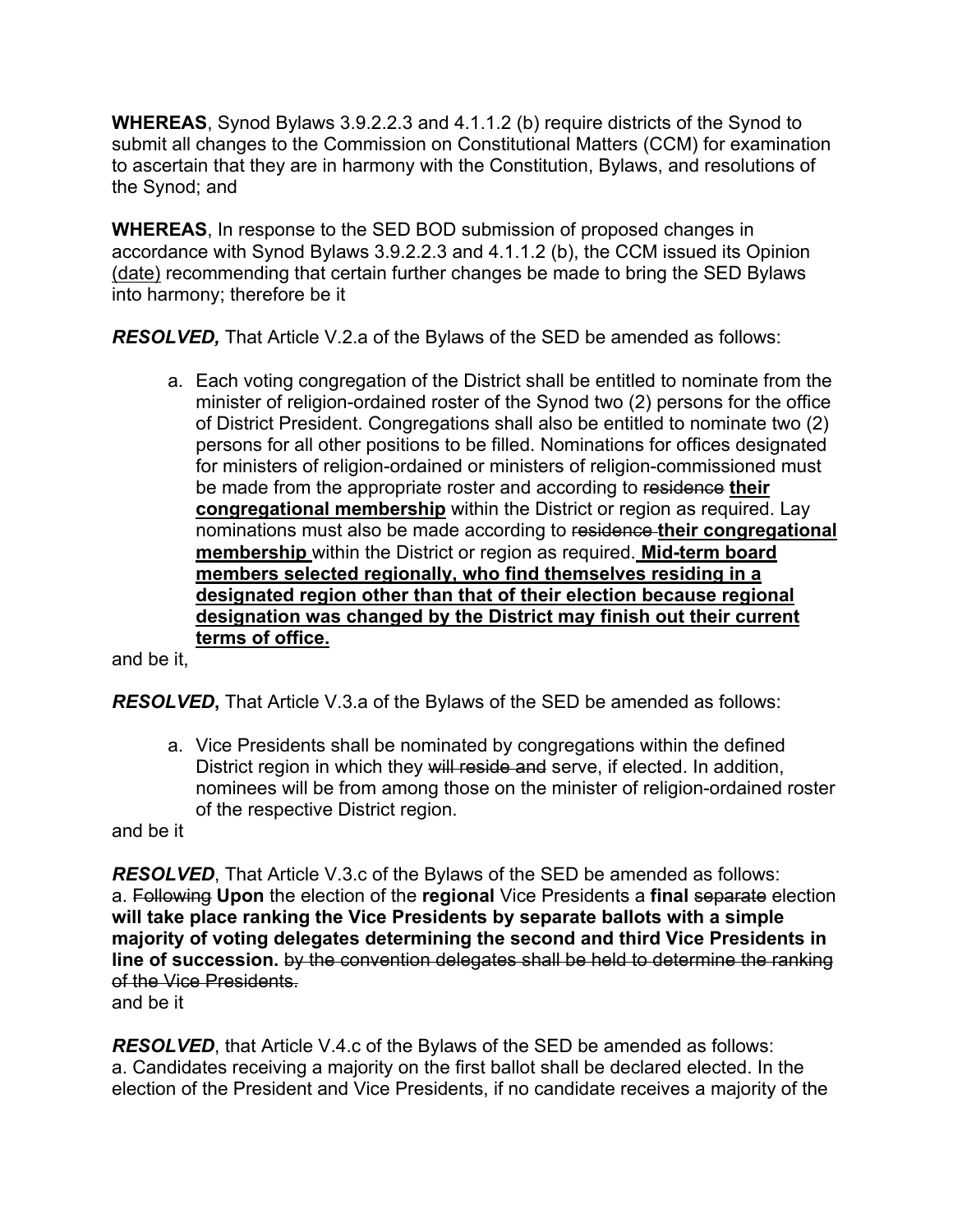**WHEREAS**, Synod Bylaws 3.9.2.2.3 and 4.1.1.2 (b) require districts of the Synod to submit all changes to the Commission on Constitutional Matters (CCM) for examination to ascertain that they are in harmony with the Constitution, Bylaws, and resolutions of the Synod; and

**WHEREAS**, In response to the SED BOD submission of proposed changes in accordance with Synod Bylaws 3.9.2.2.3 and 4.1.1.2 (b), the CCM issued its Opinion <u>(date)</u> recommending that certain further changes be made to bring the SED Bylaws into harmony; therefore be it

***RESOLVED,*** That Article V.2.a of the Bylaws of the SED be amended as follows:

> a. Each voting congregation of the District shall be entitled to nominate from the minister of religion-ordained roster of the Synod two (2) persons for the office of District President. Congregations shall also be entitled to nominate two (2) persons for all other positions to be filled. Nominations for offices designated for ministers of religion-ordained or ministers of religion-commissioned must be made from the appropriate roster and according to ~~residence~~ **<u>their congregational membership</u>** within the District or region as required. Lay nominations must also be made according to ~~residence~~ **<u>their congregational membership</u>** within the District or region as required. **<u>Mid-term board members selected regionally, who find themselves residing in a designated region other than that of their election because regional designation was changed by the District may finish out their current terms of office.</u>**

and be it,

***RESOLVED*****,** That Article V.3.a of the Bylaws of the SED be amended as follows:

> a. Vice Presidents shall be nominated by congregations within the defined District region in which they ~~will reside and~~ serve, if elected. In addition, nominees will be from among those on the minister of religion-ordained roster of the respective District region.

and be it

***RESOLVED***, That Article V.3.c of the Bylaws of the SED be amended as follows:
a. ~~Following~~ **Upon** the election of the **regional** Vice Presidents a **final** ~~separate~~ election **will take place ranking the Vice Presidents by separate ballots with a simple majority of voting delegates determining the second and third Vice Presidents in line of succession.** ~~by the convention delegates shall be held to determine the ranking of the Vice Presidents.~~
and be it

***RESOLVED***, that Article V.4.c of the Bylaws of the SED be amended as follows:
a. Candidates receiving a majority on the first ballot shall be declared elected. In the election of the President and Vice Presidents, if no candidate receives a majority of the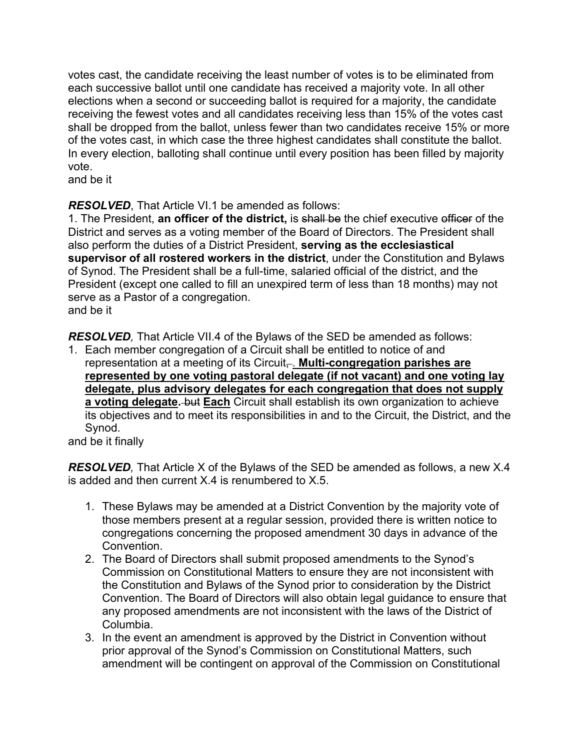votes cast, the candidate receiving the least number of votes is to be eliminated from each successive ballot until one candidate has received a majority vote. In all other elections when a second or succeeding ballot is required for a majority, the candidate receiving the fewest votes and all candidates receiving less than 15% of the votes cast shall be dropped from the ballot, unless fewer than two candidates receive 15% or more of the votes cast, in which case the three highest candidates shall constitute the ballot. In every election, balloting shall continue until every position has been filled by majority vote.
and be it

***RESOLVED***, That Article VI.1 be amended as follows:
1. The President, **an officer of the district,** is ~~shall be~~ the chief executive ~~officer~~ of the District and serves as a voting member of the Board of Directors. The President shall also perform the duties of a District President, **serving as the ecclesiastical supervisor of all rostered workers in the district**, under the Constitution and Bylaws of Synod. The President shall be a full-time, salaried official of the district, and the President (except one called to fill an unexpired term of less than 18 months) may not serve as a Pastor of a congregation.
and be it

***RESOLVED**,* That Article VII.4 of the Bylaws of the SED be amended as follows:
1. Each member congregation of a Circuit shall be entitled to notice of and representation at a meeting of its Circuit~~,~~**.** **Multi-congregation parishes are represented by one voting pastoral delegate (if not vacant) and one voting lay delegate, plus advisory delegates for each congregation that does not supply a voting delegate.** ~~but~~ **Each** Circuit shall establish its own organization to achieve its objectives and to meet its responsibilities in and to the Circuit, the District, and the Synod.

and be it finally

***RESOLVED**,* That Article X of the Bylaws of the SED be amended as follows, a new X.4 is added and then current X.4 is renumbered to X.5.

1. These Bylaws may be amended at a District Convention by the majority vote of those members present at a regular session, provided there is written notice to congregations concerning the proposed amendment 30 days in advance of the Convention.
2. The Board of Directors shall submit proposed amendments to the Synod's Commission on Constitutional Matters to ensure they are not inconsistent with the Constitution and Bylaws of the Synod prior to consideration by the District Convention. The Board of Directors will also obtain legal guidance to ensure that any proposed amendments are not inconsistent with the laws of the District of Columbia.
3. In the event an amendment is approved by the District in Convention without prior approval of the Synod's Commission on Constitutional Matters, such amendment will be contingent on approval of the Commission on Constitutional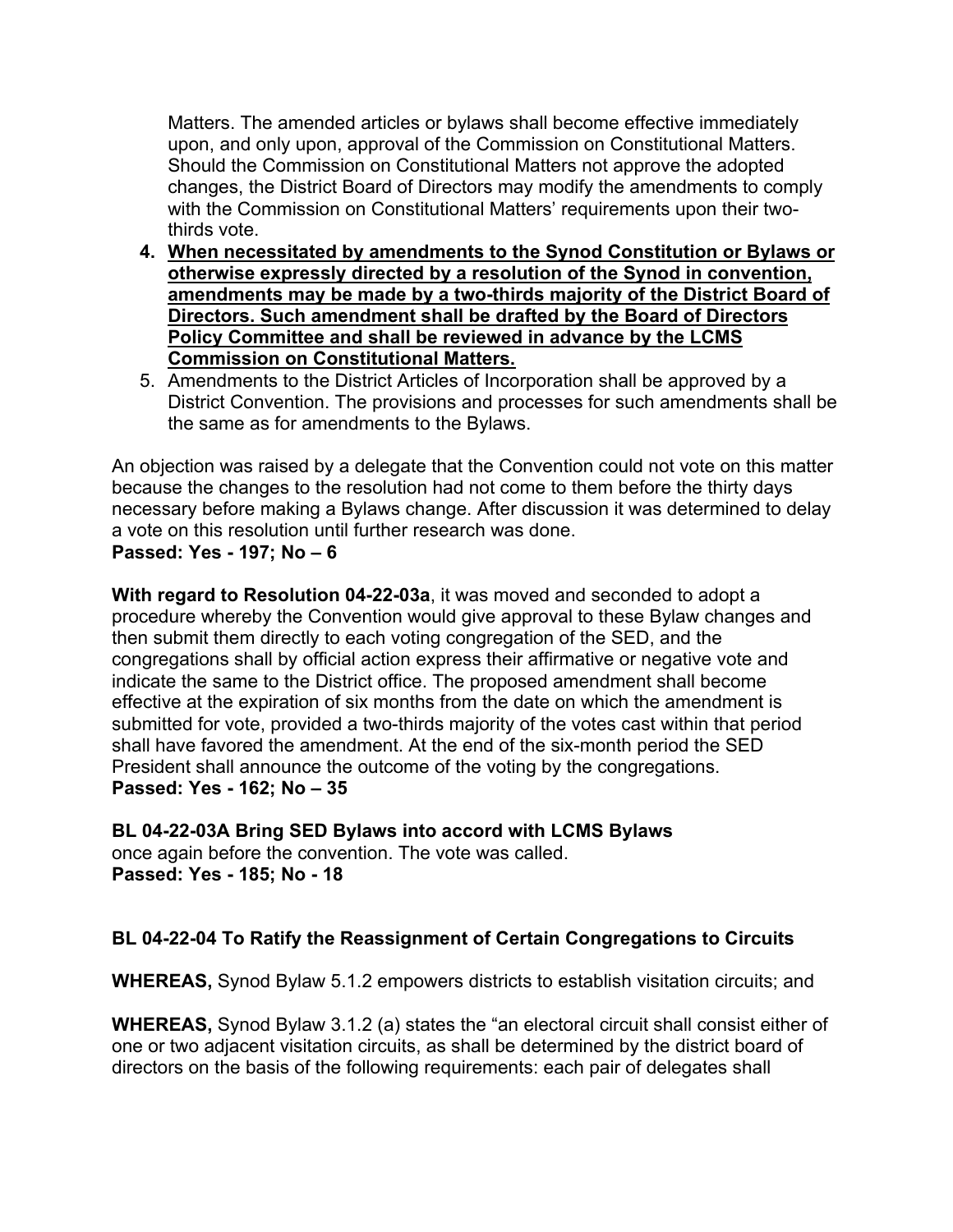Matters. The amended articles or bylaws shall become effective immediately upon, and only upon, approval of the Commission on Constitutional Matters. Should the Commission on Constitutional Matters not approve the adopted changes, the District Board of Directors may modify the amendments to comply with the Commission on Constitutional Matters' requirements upon their two-thirds vote.

4. **<u>When necessitated by amendments to the Synod Constitution or Bylaws or otherwise expressly directed by a resolution of the Synod in convention, amendments may be made by a two-thirds majority of the District Board of Directors. Such amendment shall be drafted by the Board of Directors Policy Committee and shall be reviewed in advance by the LCMS Commission on Constitutional Matters.</u>**
5. Amendments to the District Articles of Incorporation shall be approved by a District Convention. The provisions and processes for such amendments shall be the same as for amendments to the Bylaws.

An objection was raised by a delegate that the Convention could not vote on this matter because the changes to the resolution had not come to them before the thirty days necessary before making a Bylaws change. After discussion it was determined to delay a vote on this resolution until further research was done.
**Passed: Yes - 197; No – 6**

**With regard to Resolution 04-22-03a**, it was moved and seconded to adopt a procedure whereby the Convention would give approval to these Bylaw changes and then submit them directly to each voting congregation of the SED, and the congregations shall by official action express their affirmative or negative vote and indicate the same to the District office. The proposed amendment shall become effective at the expiration of six months from the date on which the amendment is submitted for vote, provided a two-thirds majority of the votes cast within that period shall have favored the amendment. At the end of the six-month period the SED President shall announce the outcome of the voting by the congregations.
**Passed: Yes - 162; No – 35**

**BL 04-22-03A Bring SED Bylaws into accord with LCMS Bylaws**
once again before the convention. The vote was called.
**Passed: Yes - 185; No - 18**

**BL 04-22-04 To Ratify the Reassignment of Certain Congregations to Circuits**

**WHEREAS,** Synod Bylaw 5.1.2 empowers districts to establish visitation circuits; and

**WHEREAS,** Synod Bylaw 3.1.2 (a) states the "an electoral circuit shall consist either of one or two adjacent visitation circuits, as shall be determined by the district board of directors on the basis of the following requirements: each pair of delegates shall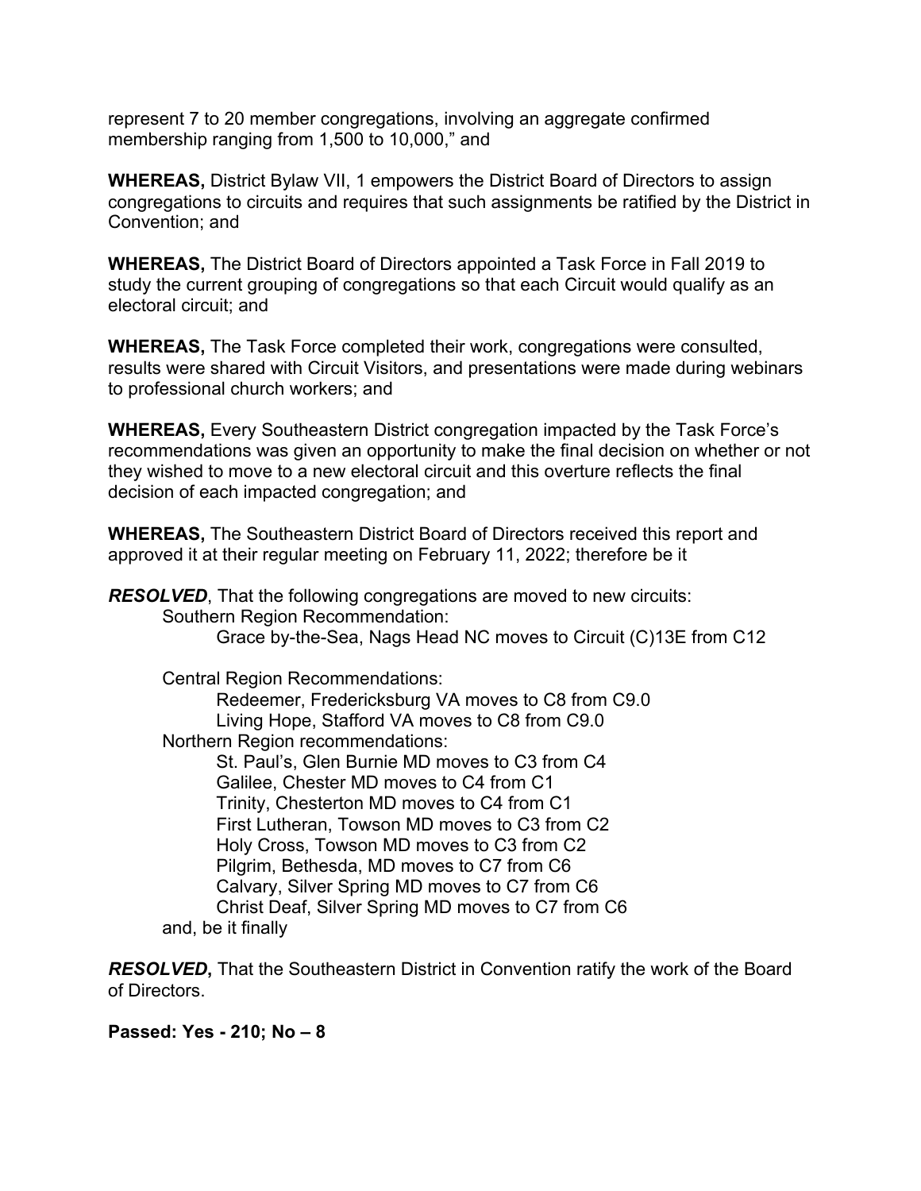represent 7 to 20 member congregations, involving an aggregate confirmed membership ranging from 1,500 to 10,000," and

**WHEREAS,** District Bylaw VII, 1 empowers the District Board of Directors to assign congregations to circuits and requires that such assignments be ratified by the District in Convention; and

**WHEREAS,** The District Board of Directors appointed a Task Force in Fall 2019 to study the current grouping of congregations so that each Circuit would qualify as an electoral circuit; and

**WHEREAS,** The Task Force completed their work, congregations were consulted, results were shared with Circuit Visitors, and presentations were made during webinars to professional church workers; and

**WHEREAS,** Every Southeastern District congregation impacted by the Task Force's recommendations was given an opportunity to make the final decision on whether or not they wished to move to a new electoral circuit and this overture reflects the final decision of each impacted congregation; and

**WHEREAS,** The Southeastern District Board of Directors received this report and approved it at their regular meeting on February 11, 2022; therefore be it

***RESOLVED***, That the following congregations are moved to new circuits:

Southern Region Recommendation:

- Grace by-the-Sea, Nags Head NC moves to Circuit (C)13E from C12

Central Region Recommendations:

- Redeemer, Fredericksburg VA moves to C8 from C9.0
- Living Hope, Stafford VA moves to C8 from C9.0

Northern Region recommendations:

- St. Paul's, Glen Burnie MD moves to C3 from C4
- Galilee, Chester MD moves to C4 from C1
- Trinity, Chesterton MD moves to C4 from C1
- First Lutheran, Towson MD moves to C3 from C2
- Holy Cross, Towson MD moves to C3 from C2
- Pilgrim, Bethesda, MD moves to C7 from C6
- Calvary, Silver Spring MD moves to C7 from C6
- Christ Deaf, Silver Spring MD moves to C7 from C6

and, be it finally

***RESOLVED***, That the Southeastern District in Convention ratify the work of the Board of Directors.

**Passed: Yes - 210; No – 8**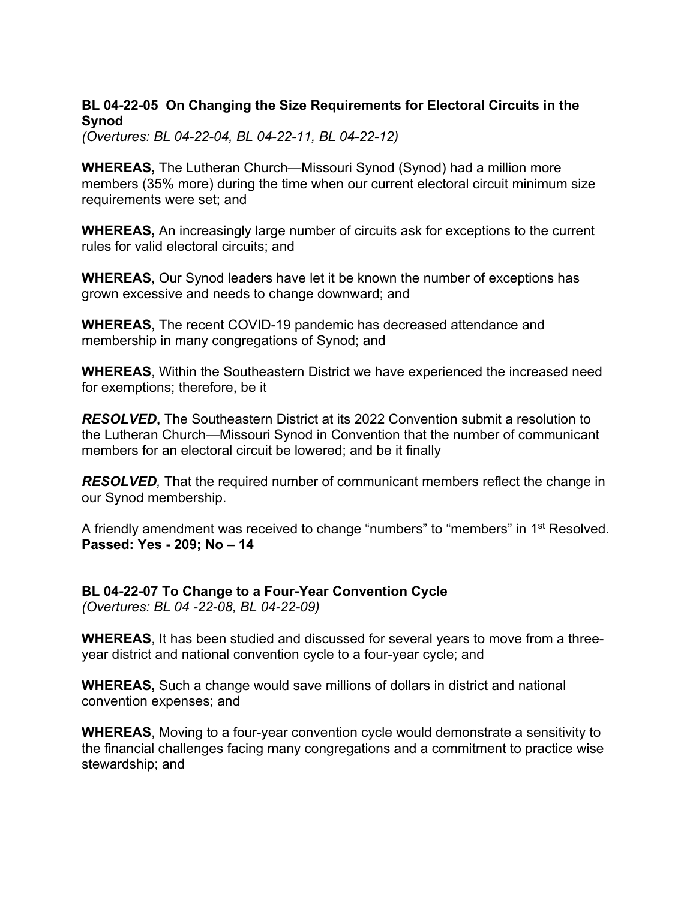**BL 04-22-05 On Changing the Size Requirements for Electoral Circuits in the Synod**
*(Overtures: BL 04-22-04, BL 04-22-11, BL 04-22-12)*

**WHEREAS,** The Lutheran Church—Missouri Synod (Synod) had a million more members (35% more) during the time when our current electoral circuit minimum size requirements were set; and

**WHEREAS,** An increasingly large number of circuits ask for exceptions to the current rules for valid electoral circuits; and

**WHEREAS,** Our Synod leaders have let it be known the number of exceptions has grown excessive and needs to change downward; and

**WHEREAS,** The recent COVID-19 pandemic has decreased attendance and membership in many congregations of Synod; and

**WHEREAS**, Within the Southeastern District we have experienced the increased need for exemptions; therefore, be it

***RESOLVED*,** The Southeastern District at its 2022 Convention submit a resolution to the Lutheran Church—Missouri Synod in Convention that the number of communicant members for an electoral circuit be lowered; and be it finally

***RESOLVED*,** That the required number of communicant members reflect the change in our Synod membership.

A friendly amendment was received to change "numbers" to "members" in 1st Resolved.
**Passed: Yes - 209; No – 14**

**BL 04-22-07 To Change to a Four-Year Convention Cycle**
*(Overtures: BL 04 -22-08, BL 04-22-09)*

**WHEREAS**, It has been studied and discussed for several years to move from a three-year district and national convention cycle to a four-year cycle; and

**WHEREAS,** Such a change would save millions of dollars in district and national convention expenses; and

**WHEREAS**, Moving to a four-year convention cycle would demonstrate a sensitivity to the financial challenges facing many congregations and a commitment to practice wise stewardship; and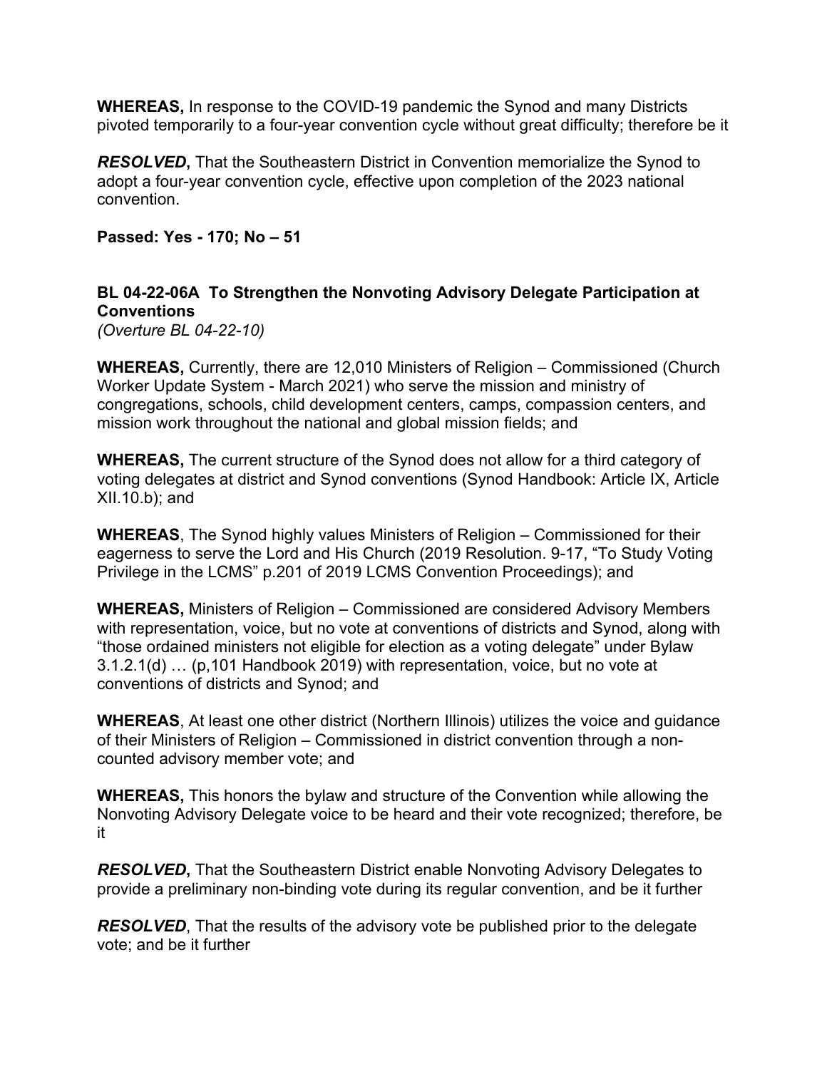**WHEREAS,** In response to the COVID-19 pandemic the Synod and many Districts pivoted temporarily to a four-year convention cycle without great difficulty; therefore be it

***RESOLVED*,** That the Southeastern District in Convention memorialize the Synod to adopt a four-year convention cycle, effective upon completion of the 2023 national convention.

**Passed: Yes - 170; No – 51**

### BL 04-22-06A To Strengthen the Nonvoting Advisory Delegate Participation at Conventions

*(Overture BL 04-22-10)*

**WHEREAS,** Currently, there are 12,010 Ministers of Religion – Commissioned (Church Worker Update System - March 2021) who serve the mission and ministry of congregations, schools, child development centers, camps, compassion centers, and mission work throughout the national and global mission fields; and

**WHEREAS,** The current structure of the Synod does not allow for a third category of voting delegates at district and Synod conventions (Synod Handbook: Article IX, Article XII.10.b); and

**WHEREAS**, The Synod highly values Ministers of Religion – Commissioned for their eagerness to serve the Lord and His Church (2019 Resolution. 9-17, "To Study Voting Privilege in the LCMS" p.201 of 2019 LCMS Convention Proceedings); and

**WHEREAS,** Ministers of Religion – Commissioned are considered Advisory Members with representation, voice, but no vote at conventions of districts and Synod, along with "those ordained ministers not eligible for election as a voting delegate" under Bylaw 3.1.2.1(d) … (p,101 Handbook 2019) with representation, voice, but no vote at conventions of districts and Synod; and

**WHEREAS**, At least one other district (Northern Illinois) utilizes the voice and guidance of their Ministers of Religion – Commissioned in district convention through a non-counted advisory member vote; and

**WHEREAS,** This honors the bylaw and structure of the Convention while allowing the Nonvoting Advisory Delegate voice to be heard and their vote recognized; therefore, be it

***RESOLVED*,** That the Southeastern District enable Nonvoting Advisory Delegates to provide a preliminary non-binding vote during its regular convention, and be it further

***RESOLVED***, That the results of the advisory vote be published prior to the delegate vote; and be it further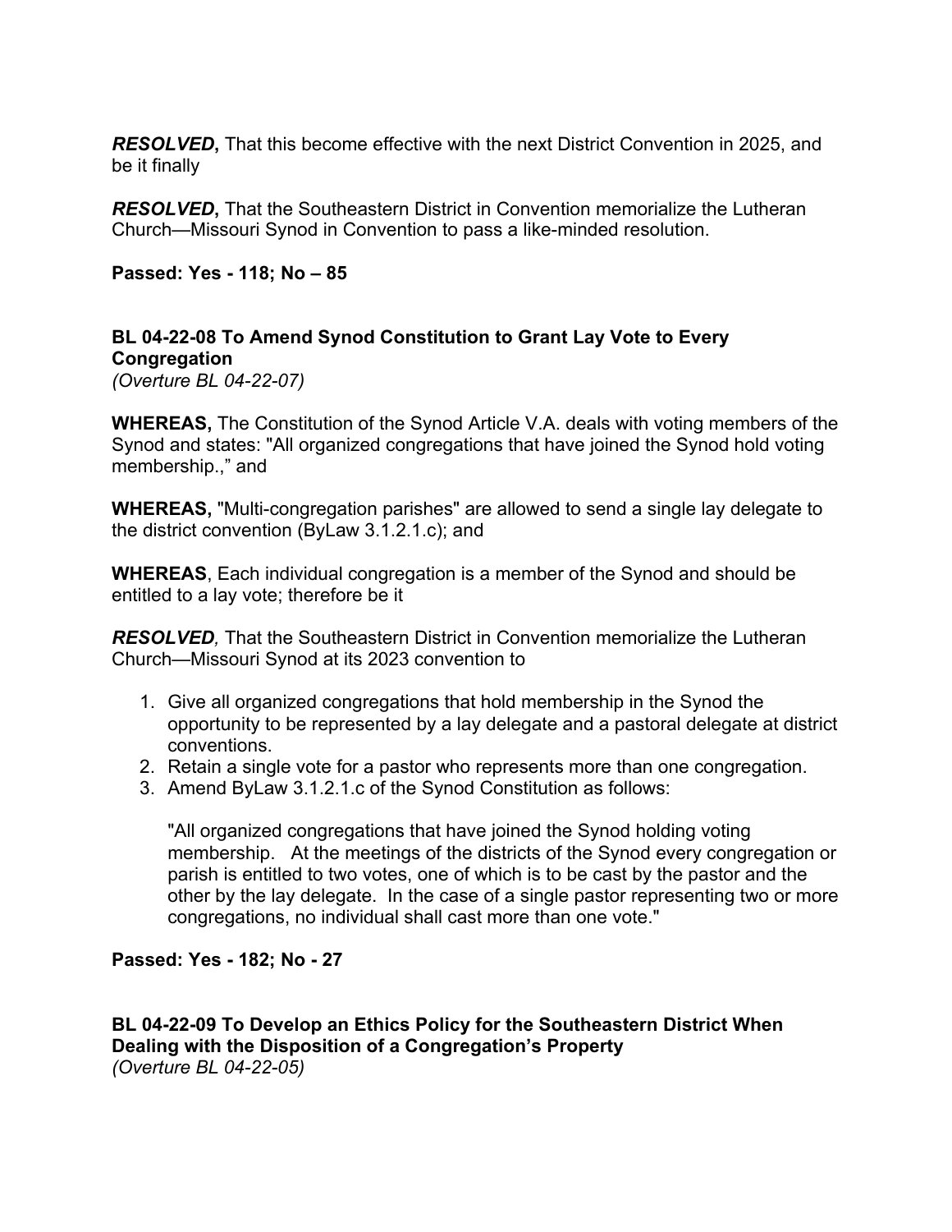***RESOLVED*****,** That this become effective with the next District Convention in 2025, and be it finally

***RESOLVED*****,** That the Southeastern District in Convention memorialize the Lutheran Church—Missouri Synod in Convention to pass a like-minded resolution.

**Passed: Yes - 118; No – 85**

**BL 04-22-08 To Amend Synod Constitution to Grant Lay Vote to Every Congregation**
*(Overture BL 04-22-07)*

**WHEREAS,** The Constitution of the Synod Article V.A. deals with voting members of the Synod and states: "All organized congregations that have joined the Synod hold voting membership.," and

**WHEREAS,** "Multi-congregation parishes" are allowed to send a single lay delegate to the district convention (ByLaw 3.1.2.1.c); and

**WHEREAS**, Each individual congregation is a member of the Synod and should be entitled to a lay vote; therefore be it

***RESOLVED**,* That the Southeastern District in Convention memorialize the Lutheran Church—Missouri Synod at its 2023 convention to

1. Give all organized congregations that hold membership in the Synod the opportunity to be represented by a lay delegate and a pastoral delegate at district conventions.
2. Retain a single vote for a pastor who represents more than one congregation.
3. Amend ByLaw 3.1.2.1.c of the Synod Constitution as follows:

   "All organized congregations that have joined the Synod holding voting membership. At the meetings of the districts of the Synod every congregation or parish is entitled to two votes, one of which is to be cast by the pastor and the other by the lay delegate. In the case of a single pastor representing two or more congregations, no individual shall cast more than one vote."

**Passed: Yes - 182; No - 27**

**BL 04-22-09 To Develop an Ethics Policy for the Southeastern District When Dealing with the Disposition of a Congregation's Property**
*(Overture BL 04-22-05)*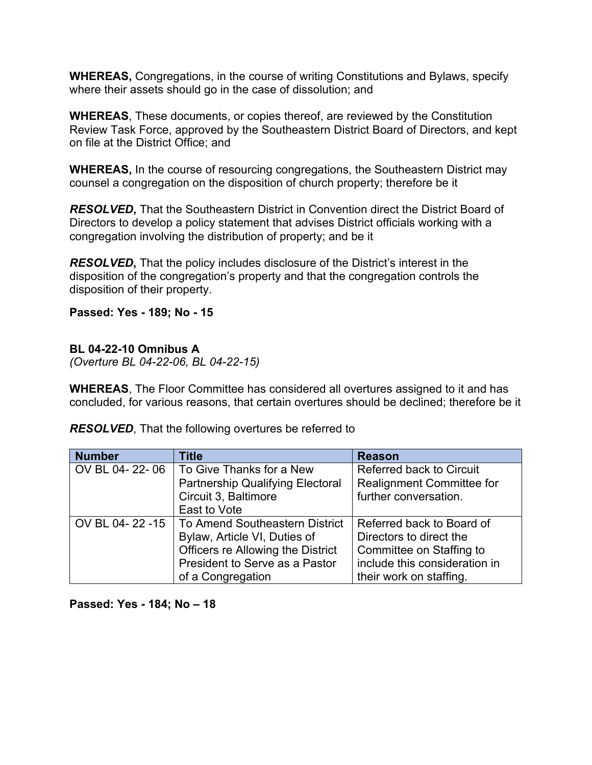**WHEREAS,** Congregations, in the course of writing Constitutions and Bylaws, specify where their assets should go in the case of dissolution; and

**WHEREAS**, These documents, or copies thereof, are reviewed by the Constitution Review Task Force, approved by the Southeastern District Board of Directors, and kept on file at the District Office; and

**WHEREAS,** In the course of resourcing congregations, the Southeastern District may counsel a congregation on the disposition of church property; therefore be it

***RESOLVED*****,** That the Southeastern District in Convention direct the District Board of Directors to develop a policy statement that advises District officials working with a congregation involving the distribution of property; and be it

***RESOLVED*****,** That the policy includes disclosure of the District's interest in the disposition of the congregation's property and that the congregation controls the disposition of their property.

**Passed: Yes - 189; No - 15**

**BL 04-22-10 Omnibus A**
*(Overture BL 04-22-06, BL 04-22-15)*

**WHEREAS**, The Floor Committee has considered all overtures assigned to it and has concluded, for various reasons, that certain overtures should be declined; therefore be it

***RESOLVED***, That the following overtures be referred to

| Number | Title | Reason |
| --- | --- | --- |
| OV BL 04- 22- 06 | To Give Thanks for a New Partnership Qualifying Electoral Circuit 3, Baltimore East to Vote | Referred back to Circuit Realignment Committee for further conversation. |
| OV BL 04- 22 -15 | To Amend Southeastern District Bylaw, Article VI, Duties of Officers re Allowing the District President to Serve as a Pastor of a Congregation | Referred back to Board of Directors to direct the Committee on Staffing to include this consideration in their work on staffing. |

**Passed: Yes - 184; No – 18**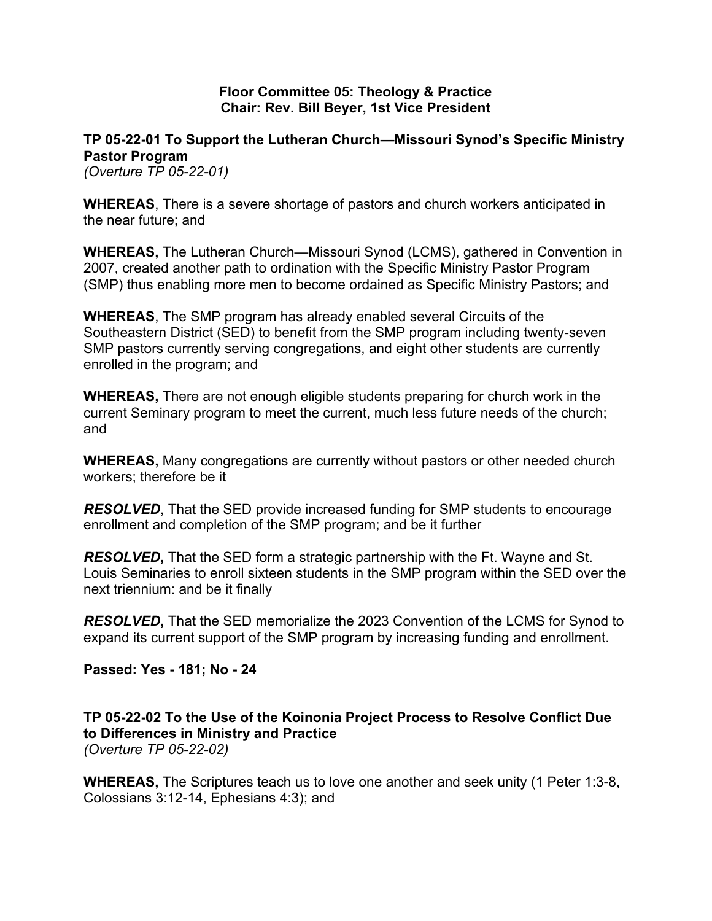**Floor Committee 05: Theology & Practice**
**Chair: Rev. Bill Beyer, 1st Vice President**

## TP 05-22-01 To Support the Lutheran Church—Missouri Synod's Specific Ministry Pastor Program

*(Overture TP 05-22-01)*

**WHEREAS**, There is a severe shortage of pastors and church workers anticipated in the near future; and

**WHEREAS,** The Lutheran Church—Missouri Synod (LCMS), gathered in Convention in 2007, created another path to ordination with the Specific Ministry Pastor Program (SMP) thus enabling more men to become ordained as Specific Ministry Pastors; and

**WHEREAS**, The SMP program has already enabled several Circuits of the Southeastern District (SED) to benefit from the SMP program including twenty-seven SMP pastors currently serving congregations, and eight other students are currently enrolled in the program; and

**WHEREAS,** There are not enough eligible students preparing for church work in the current Seminary program to meet the current, much less future needs of the church; and

**WHEREAS,** Many congregations are currently without pastors or other needed church workers; therefore be it

***RESOLVED***, That the SED provide increased funding for SMP students to encourage enrollment and completion of the SMP program; and be it further

***RESOLVED*,** That the SED form a strategic partnership with the Ft. Wayne and St. Louis Seminaries to enroll sixteen students in the SMP program within the SED over the next triennium: and be it finally

***RESOLVED*,** That the SED memorialize the 2023 Convention of the LCMS for Synod to expand its current support of the SMP program by increasing funding and enrollment.

**Passed: Yes - 181; No - 24**

## TP 05-22-02 To the Use of the Koinonia Project Process to Resolve Conflict Due to Differences in Ministry and Practice

*(Overture TP 05-22-02)*

**WHEREAS,** The Scriptures teach us to love one another and seek unity (1 Peter 1:3-8, Colossians 3:12-14, Ephesians 4:3); and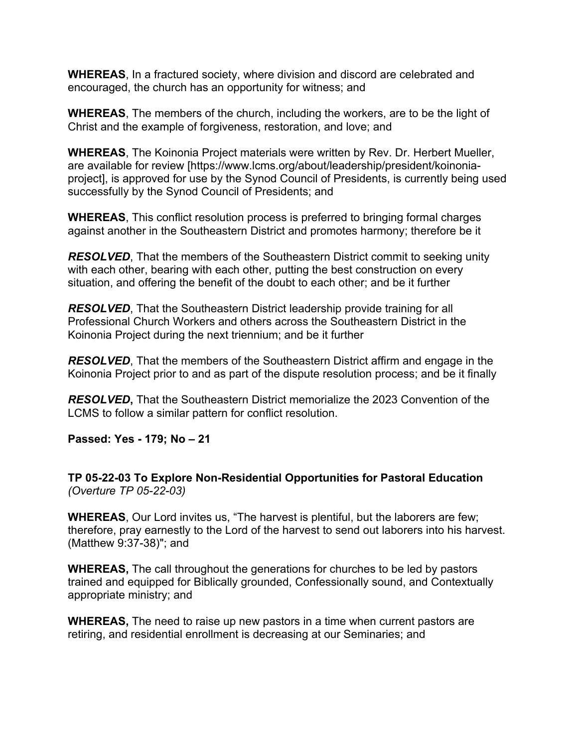**WHEREAS**, In a fractured society, where division and discord are celebrated and encouraged, the church has an opportunity for witness; and

**WHEREAS**, The members of the church, including the workers, are to be the light of Christ and the example of forgiveness, restoration, and love; and

**WHEREAS**, The Koinonia Project materials were written by Rev. Dr. Herbert Mueller, are available for review [https://www.lcms.org/about/leadership/president/koinonia-project], is approved for use by the Synod Council of Presidents, is currently being used successfully by the Synod Council of Presidents; and

**WHEREAS**, This conflict resolution process is preferred to bringing formal charges against another in the Southeastern District and promotes harmony; therefore be it

***RESOLVED***, That the members of the Southeastern District commit to seeking unity with each other, bearing with each other, putting the best construction on every situation, and offering the benefit of the doubt to each other; and be it further

***RESOLVED***, That the Southeastern District leadership provide training for all Professional Church Workers and others across the Southeastern District in the Koinonia Project during the next triennium; and be it further

***RESOLVED***, That the members of the Southeastern District affirm and engage in the Koinonia Project prior to and as part of the dispute resolution process; and be it finally

***RESOLVED*****,** That the Southeastern District memorialize the 2023 Convention of the LCMS to follow a similar pattern for conflict resolution.

**Passed: Yes - 179; No – 21**

**TP 05-22-03 To Explore Non-Residential Opportunities for Pastoral Education**
*(Overture TP 05-22-03)*

**WHEREAS**, Our Lord invites us, "The harvest is plentiful, but the laborers are few; therefore, pray earnestly to the Lord of the harvest to send out laborers into his harvest. (Matthew 9:37-38)"; and

**WHEREAS,** The call throughout the generations for churches to be led by pastors trained and equipped for Biblically grounded, Confessionally sound, and Contextually appropriate ministry; and

**WHEREAS,** The need to raise up new pastors in a time when current pastors are retiring, and residential enrollment is decreasing at our Seminaries; and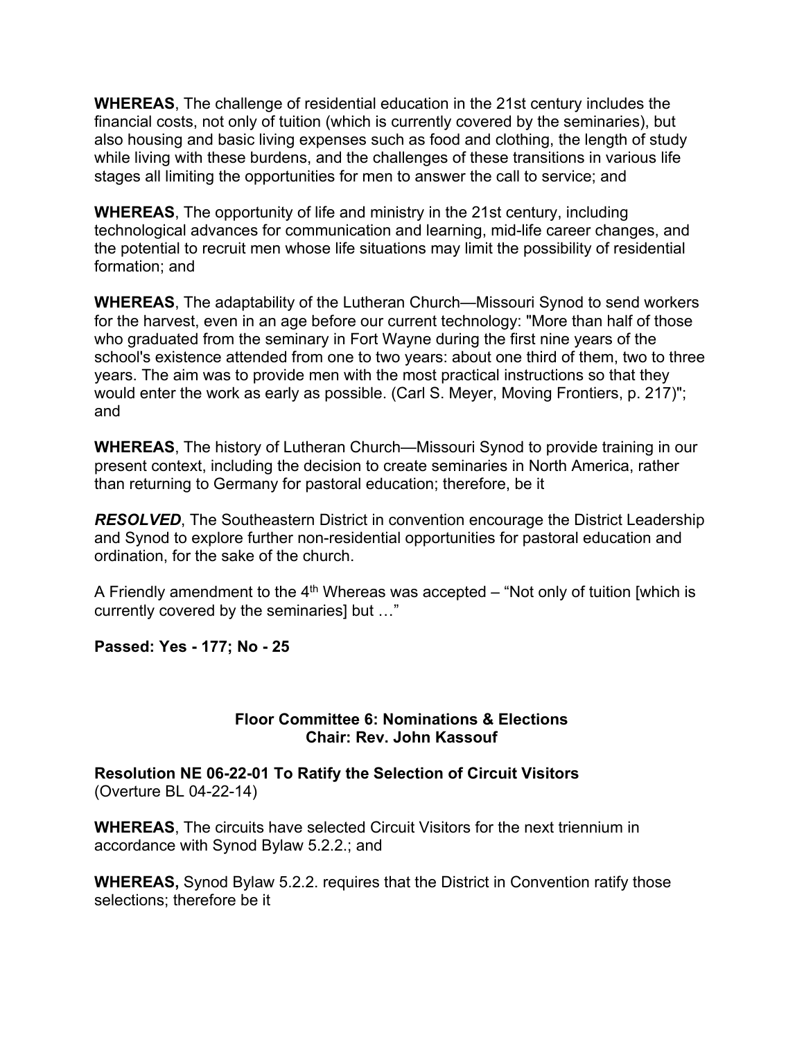**WHEREAS**, The challenge of residential education in the 21st century includes the financial costs, not only of tuition (which is currently covered by the seminaries), but also housing and basic living expenses such as food and clothing, the length of study while living with these burdens, and the challenges of these transitions in various life stages all limiting the opportunities for men to answer the call to service; and

**WHEREAS**, The opportunity of life and ministry in the 21st century, including technological advances for communication and learning, mid-life career changes, and the potential to recruit men whose life situations may limit the possibility of residential formation; and

**WHEREAS**, The adaptability of the Lutheran Church—Missouri Synod to send workers for the harvest, even in an age before our current technology: "More than half of those who graduated from the seminary in Fort Wayne during the first nine years of the school's existence attended from one to two years: about one third of them, two to three years. The aim was to provide men with the most practical instructions so that they would enter the work as early as possible. (Carl S. Meyer, Moving Frontiers, p. 217)"; and

**WHEREAS**, The history of Lutheran Church—Missouri Synod to provide training in our present context, including the decision to create seminaries in North America, rather than returning to Germany for pastoral education; therefore, be it

***RESOLVED***, The Southeastern District in convention encourage the District Leadership and Synod to explore further non-residential opportunities for pastoral education and ordination, for the sake of the church.

A Friendly amendment to the 4th Whereas was accepted – "Not only of tuition [which is currently covered by the seminaries] but …"

**Passed: Yes - 177; No - 25**

### Floor Committee 6: Nominations & Elections
### Chair: Rev. John Kassouf

**Resolution NE 06-22-01 To Ratify the Selection of Circuit Visitors**
(Overture BL 04-22-14)

**WHEREAS**, The circuits have selected Circuit Visitors for the next triennium in accordance with Synod Bylaw 5.2.2.; and

**WHEREAS,** Synod Bylaw 5.2.2. requires that the District in Convention ratify those selections; therefore be it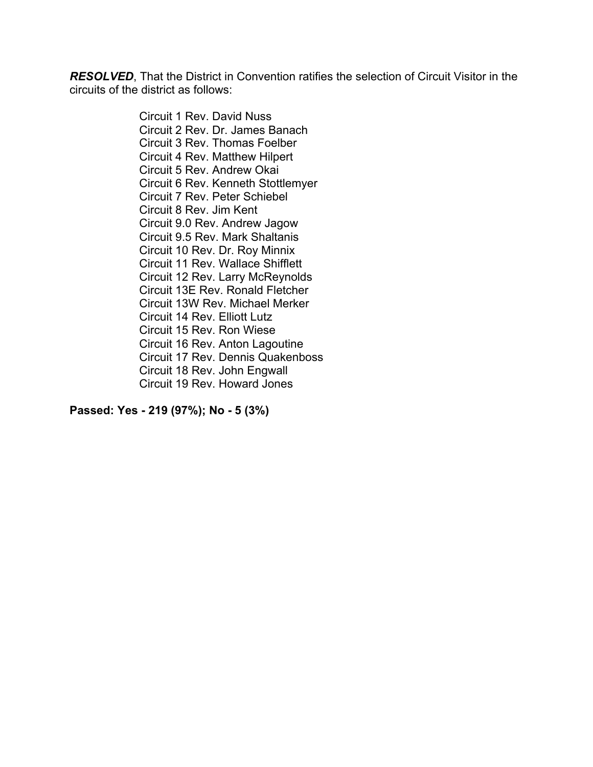***RESOLVED***, That the District in Convention ratifies the selection of Circuit Visitor in the circuits of the district as follows:

Circuit 1 Rev. David Nuss
Circuit 2 Rev. Dr. James Banach
Circuit 3 Rev. Thomas Foelber
Circuit 4 Rev. Matthew Hilpert
Circuit 5 Rev. Andrew Okai
Circuit 6 Rev. Kenneth Stottlemyer
Circuit 7 Rev. Peter Schiebel
Circuit 8 Rev. Jim Kent
Circuit 9.0 Rev. Andrew Jagow
Circuit 9.5 Rev. Mark Shaltanis
Circuit 10 Rev. Dr. Roy Minnix
Circuit 11 Rev. Wallace Shifflett
Circuit 12 Rev. Larry McReynolds
Circuit 13E Rev. Ronald Fletcher
Circuit 13W Rev. Michael Merker
Circuit 14 Rev. Elliott Lutz
Circuit 15 Rev. Ron Wiese
Circuit 16 Rev. Anton Lagoutine
Circuit 17 Rev. Dennis Quakenboss
Circuit 18 Rev. John Engwall
Circuit 19 Rev. Howard Jones

**Passed: Yes - 219 (97%); No - 5 (3%)**